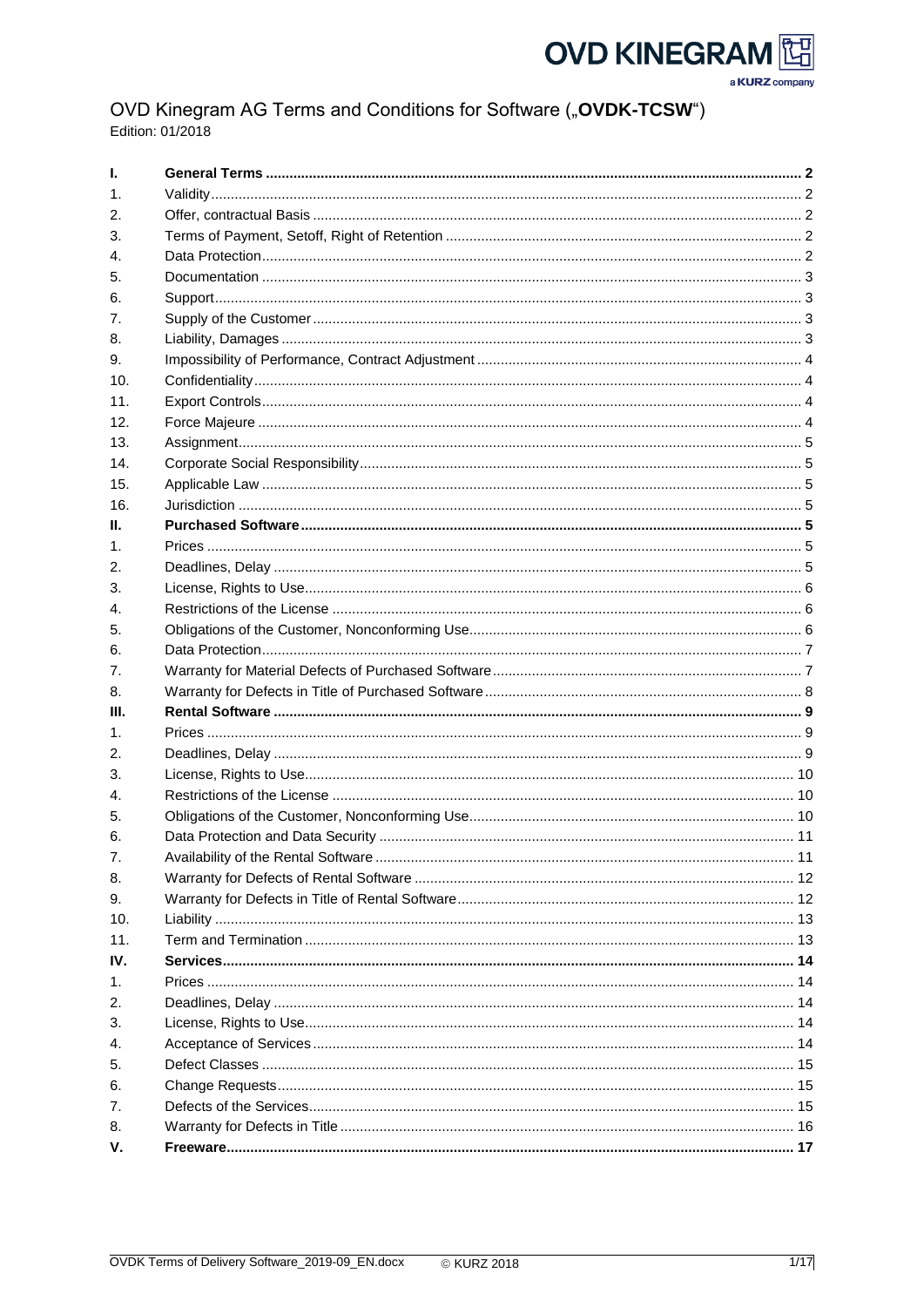# OVD Kinegram AG Terms and Conditions for Software („OVDK-TCSW")

Edition: 01/2018

| | | |
|---|---|---|
| **I.** | **General Terms** | **2** |
| 1. | Validity | 2 |
| 2. | Offer, contractual Basis | 2 |
| 3. | Terms of Payment, Setoff, Right of Retention | 2 |
| 4. | Data Protection | 2 |
| 5. | Documentation | 3 |
| 6. | Support | 3 |
| 7. | Supply of the Customer | 3 |
| 8. | Liability, Damages | 3 |
| 9. | Impossibility of Performance, Contract Adjustment | 4 |
| 10. | Confidentiality | 4 |
| 11. | Export Controls | 4 |
| 12. | Force Majeure | 4 |
| 13. | Assignment | 5 |
| 14. | Corporate Social Responsibility | 5 |
| 15. | Applicable Law | 5 |
| 16. | Jurisdiction | 5 |
| **II.** | **Purchased Software** | **5** |
| 1. | Prices | 5 |
| 2. | Deadlines, Delay | 5 |
| 3. | License, Rights to Use | 6 |
| 4. | Restrictions of the License | 6 |
| 5. | Obligations of the Customer, Nonconforming Use | 6 |
| 6. | Data Protection | 7 |
| 7. | Warranty for Material Defects of Purchased Software | 7 |
| 8. | Warranty for Defects in Title of Purchased Software | 8 |
| **III.** | **Rental Software** | **9** |
| 1. | Prices | 9 |
| 2. | Deadlines, Delay | 9 |
| 3. | License, Rights to Use | 10 |
| 4. | Restrictions of the License | 10 |
| 5. | Obligations of the Customer, Nonconforming Use | 10 |
| 6. | Data Protection and Data Security | 11 |
| 7. | Availability of the Rental Software | 11 |
| 8. | Warranty for Defects of Rental Software | 12 |
| 9. | Warranty for Defects in Title of Rental Software | 12 |
| 10. | Liability | 13 |
| 11. | Term and Termination | 13 |
| **IV.** | **Services** | **14** |
| 1. | Prices | 14 |
| 2. | Deadlines, Delay | 14 |
| 3. | License, Rights to Use | 14 |
| 4. | Acceptance of Services | 14 |
| 5. | Defect Classes | 15 |
| 6. | Change Requests | 15 |
| 7. | Defects of the Services | 15 |
| 8. | Warranty for Defects in Title | 16 |
| **V.** | **Freeware** | **17** |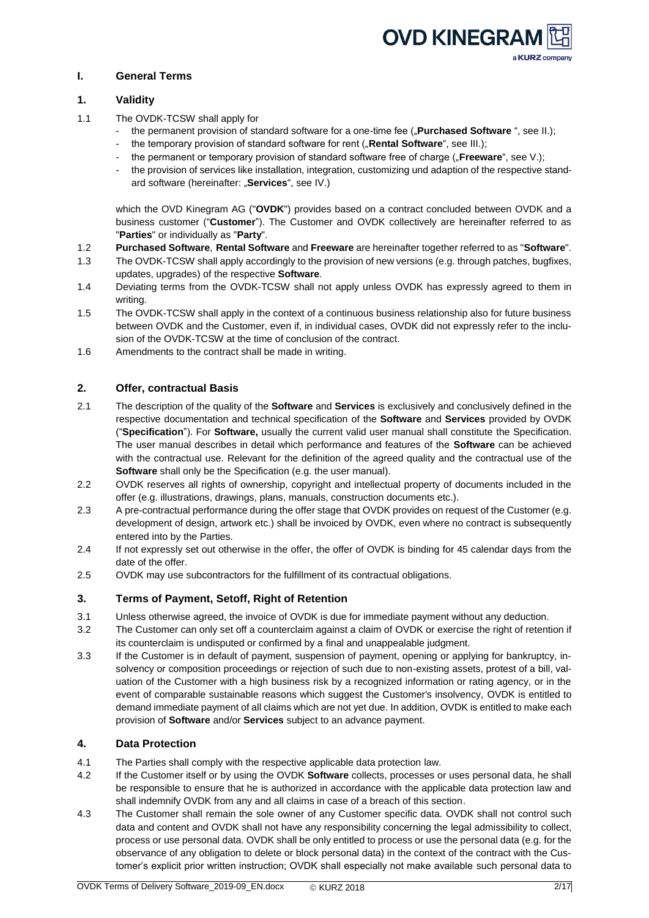## I. General Terms

### 1. Validity

1.1 The OVDK-TCSW shall apply for
- the permanent provision of standard software for a one-time fee („**Purchased Software** ", see II.);
- the temporary provision of standard software for rent („**Rental Software**", see III.);
- the permanent or temporary provision of standard software free of charge („**Freeware**", see V.);
- the provision of services like installation, integration, customizing und adaption of the respective standard software (hereinafter: „**Services**", see IV.)

which the OVD Kinegram AG ("**OVDK**") provides based on a contract concluded between OVDK and a business customer ("**Customer**"). The Customer and OVDK collectively are hereinafter referred to as "**Parties**" or individually as "**Party**".

1.2 **Purchased Software**, **Rental Software** and **Freeware** are hereinafter together referred to as "**Software**".

1.3 The OVDK-TCSW shall apply accordingly to the provision of new versions (e.g. through patches, bugfixes, updates, upgrades) of the respective **Software**.

1.4 Deviating terms from the OVDK-TCSW shall not apply unless OVDK has expressly agreed to them in writing.

1.5 The OVDK-TCSW shall apply in the context of a continuous business relationship also for future business between OVDK and the Customer, even if, in individual cases, OVDK did not expressly refer to the inclusion of the OVDK-TCSW at the time of conclusion of the contract.

1.6 Amendments to the contract shall be made in writing.

### 2. Offer, contractual Basis

2.1 The description of the quality of the **Software** and **Services** is exclusively and conclusively defined in the respective documentation and technical specification of the **Software** and **Services** provided by OVDK ("**Specification**"). For **Software,** usually the current valid user manual shall constitute the Specification. The user manual describes in detail which performance and features of the **Software** can be achieved with the contractual use. Relevant for the definition of the agreed quality and the contractual use of the **Software** shall only be the Specification (e.g. the user manual).

2.2 OVDK reserves all rights of ownership, copyright and intellectual property of documents included in the offer (e.g. illustrations, drawings, plans, manuals, construction documents etc.).

2.3 A pre-contractual performance during the offer stage that OVDK provides on request of the Customer (e.g. development of design, artwork etc.) shall be invoiced by OVDK, even where no contract is subsequently entered into by the Parties.

2.4 If not expressly set out otherwise in the offer, the offer of OVDK is binding for 45 calendar days from the date of the offer.

2.5 OVDK may use subcontractors for the fulfillment of its contractual obligations.

### 3. Terms of Payment, Setoff, Right of Retention

3.1 Unless otherwise agreed, the invoice of OVDK is due for immediate payment without any deduction.

3.2 The Customer can only set off a counterclaim against a claim of OVDK or exercise the right of retention if its counterclaim is undisputed or confirmed by a final and unappealable judgment.

3.3 If the Customer is in default of payment, suspension of payment, opening or applying for bankruptcy, insolvency or composition proceedings or rejection of such due to non-existing assets, protest of a bill, valuation of the Customer with a high business risk by a recognized information or rating agency, or in the event of comparable sustainable reasons which suggest the Customer's insolvency, OVDK is entitled to demand immediate payment of all claims which are not yet due. In addition, OVDK is entitled to make each provision of **Software** and/or **Services** subject to an advance payment.

### 4. Data Protection

4.1 The Parties shall comply with the respective applicable data protection law.

4.2 If the Customer itself or by using the OVDK **Software** collects, processes or uses personal data, he shall be responsible to ensure that he is authorized in accordance with the applicable data protection law and shall indemnify OVDK from any and all claims in case of a breach of this section.

4.3 The Customer shall remain the sole owner of any Customer specific data. OVDK shall not control such data and content and OVDK shall not have any responsibility concerning the legal admissibility to collect, process or use personal data. OVDK shall be only entitled to process or use the personal data (e.g. for the observance of any obligation to delete or block personal data) in the context of the contract with the Customer's explicit prior written instruction; OVDK shall especially not make available such personal data to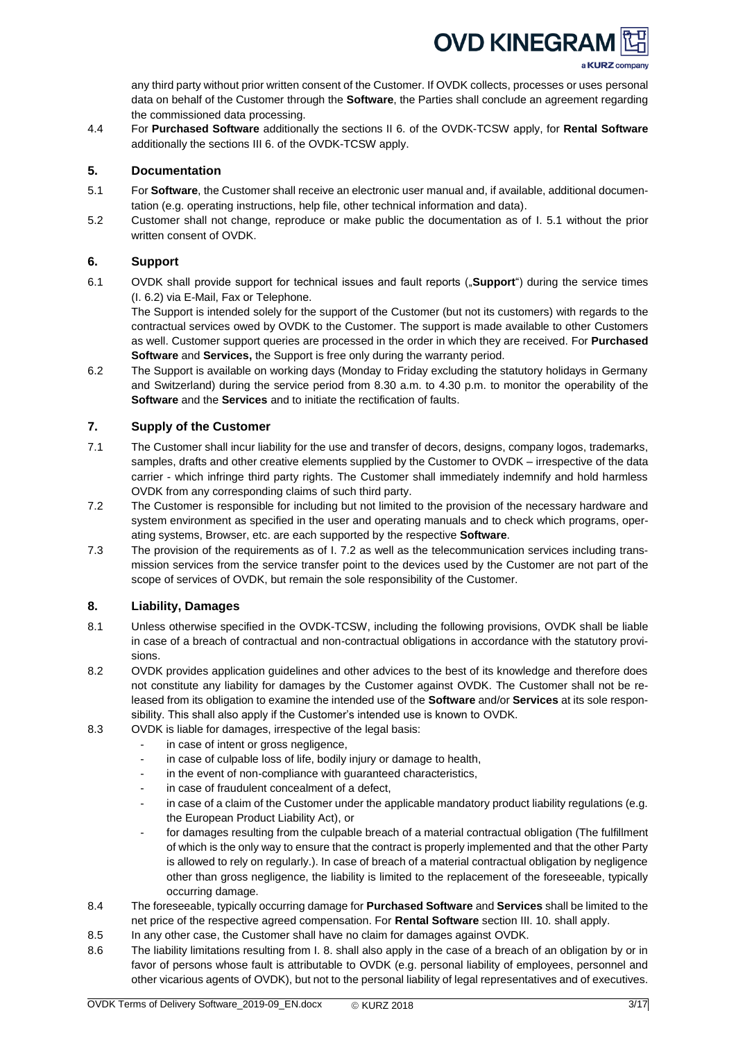any third party without prior written consent of the Customer. If OVDK collects, processes or uses personal data on behalf of the Customer through the **Software**, the Parties shall conclude an agreement regarding the commissioned data processing.

4.4 For **Purchased Software** additionally the sections II 6. of the OVDK-TCSW apply, for **Rental Software** additionally the sections III 6. of the OVDK-TCSW apply.

## 5. Documentation

5.1 For **Software**, the Customer shall receive an electronic user manual and, if available, additional documentation (e.g. operating instructions, help file, other technical information and data).

5.2 Customer shall not change, reproduce or make public the documentation as of I. 5.1 without the prior written consent of OVDK.

## 6. Support

6.1 OVDK shall provide support for technical issues and fault reports („**Support**") during the service times (I. 6.2) via E-Mail, Fax or Telephone.
The Support is intended solely for the support of the Customer (but not its customers) with regards to the contractual services owed by OVDK to the Customer. The support is made available to other Customers as well. Customer support queries are processed in the order in which they are received. For **Purchased Software** and **Services,** the Support is free only during the warranty period.

6.2 The Support is available on working days (Monday to Friday excluding the statutory holidays in Germany and Switzerland) during the service period from 8.30 a.m. to 4.30 p.m. to monitor the operability of the **Software** and the **Services** and to initiate the rectification of faults.

## 7. Supply of the Customer

7.1 The Customer shall incur liability for the use and transfer of decors, designs, company logos, trademarks, samples, drafts and other creative elements supplied by the Customer to OVDK – irrespective of the data carrier - which infringe third party rights. The Customer shall immediately indemnify and hold harmless OVDK from any corresponding claims of such third party.

7.2 The Customer is responsible for including but not limited to the provision of the necessary hardware and system environment as specified in the user and operating manuals and to check which programs, operating systems, Browser, etc. are each supported by the respective **Software**.

7.3 The provision of the requirements as of I. 7.2 as well as the telecommunication services including transmission services from the service transfer point to the devices used by the Customer are not part of the scope of services of OVDK, but remain the sole responsibility of the Customer.

## 8. Liability, Damages

8.1 Unless otherwise specified in the OVDK-TCSW, including the following provisions, OVDK shall be liable in case of a breach of contractual and non-contractual obligations in accordance with the statutory provisions.

8.2 OVDK provides application guidelines and other advices to the best of its knowledge and therefore does not constitute any liability for damages by the Customer against OVDK. The Customer shall not be released from its obligation to examine the intended use of the **Software** and/or **Services** at its sole responsibility. This shall also apply if the Customer's intended use is known to OVDK.

8.3 OVDK is liable for damages, irrespective of the legal basis:

- in case of intent or gross negligence,
- in case of culpable loss of life, bodily injury or damage to health,
- in the event of non-compliance with guaranteed characteristics,
- in case of fraudulent concealment of a defect,
- in case of a claim of the Customer under the applicable mandatory product liability regulations (e.g. the European Product Liability Act), or
- for damages resulting from the culpable breach of a material contractual obligation (The fulfillment of which is the only way to ensure that the contract is properly implemented and that the other Party is allowed to rely on regularly.). In case of breach of a material contractual obligation by negligence other than gross negligence, the liability is limited to the replacement of the foreseeable, typically occurring damage.

8.4 The foreseeable, typically occurring damage for **Purchased Software** and **Services** shall be limited to the net price of the respective agreed compensation. For **Rental Software** section III. 10. shall apply.

8.5 In any other case, the Customer shall have no claim for damages against OVDK.

8.6 The liability limitations resulting from I. 8. shall also apply in the case of a breach of an obligation by or in favor of persons whose fault is attributable to OVDK (e.g. personal liability of employees, personnel and other vicarious agents of OVDK), but not to the personal liability of legal representatives and of executives.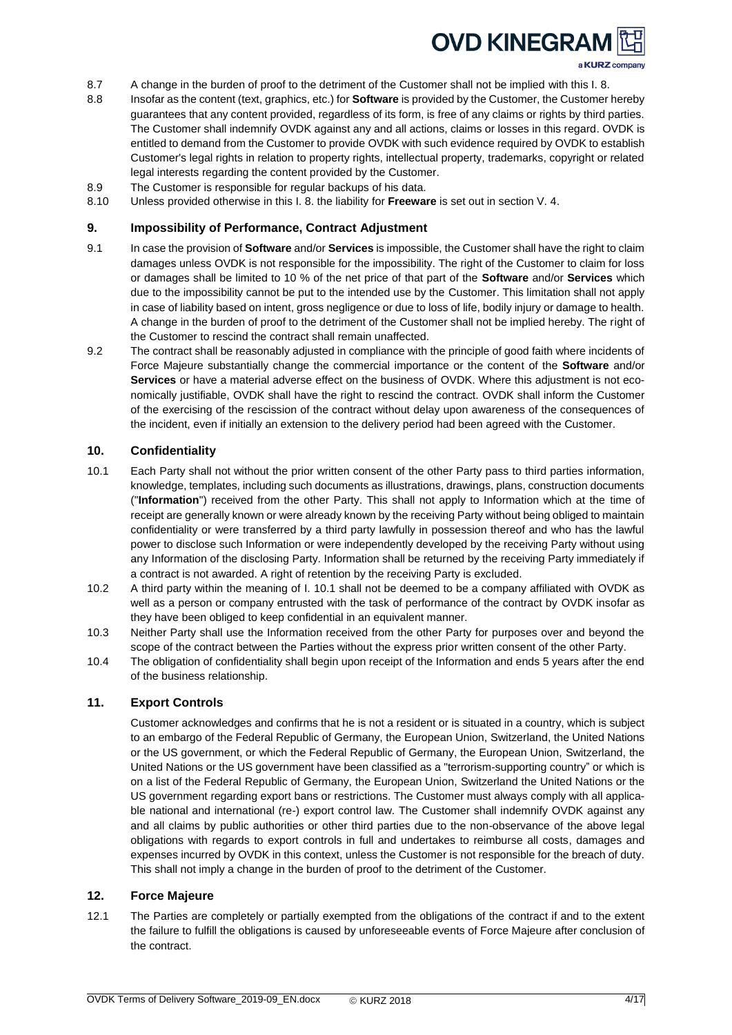8.7 A change in the burden of proof to the detriment of the Customer shall not be implied with this I. 8.

8.8 Insofar as the content (text, graphics, etc.) for **Software** is provided by the Customer, the Customer hereby guarantees that any content provided, regardless of its form, is free of any claims or rights by third parties. The Customer shall indemnify OVDK against any and all actions, claims or losses in this regard. OVDK is entitled to demand from the Customer to provide OVDK with such evidence required by OVDK to establish Customer's legal rights in relation to property rights, intellectual property, trademarks, copyright or related legal interests regarding the content provided by the Customer.

8.9 The Customer is responsible for regular backups of his data.

8.10 Unless provided otherwise in this I. 8. the liability for **Freeware** is set out in section V. 4.

## 9. Impossibility of Performance, Contract Adjustment

9.1 In case the provision of **Software** and/or **Services** is impossible, the Customer shall have the right to claim damages unless OVDK is not responsible for the impossibility. The right of the Customer to claim for loss or damages shall be limited to 10 % of the net price of that part of the **Software** and/or **Services** which due to the impossibility cannot be put to the intended use by the Customer. This limitation shall not apply in case of liability based on intent, gross negligence or due to loss of life, bodily injury or damage to health. A change in the burden of proof to the detriment of the Customer shall not be implied hereby. The right of the Customer to rescind the contract shall remain unaffected.

9.2 The contract shall be reasonably adjusted in compliance with the principle of good faith where incidents of Force Majeure substantially change the commercial importance or the content of the **Software** and/or **Services** or have a material adverse effect on the business of OVDK. Where this adjustment is not economically justifiable, OVDK shall have the right to rescind the contract. OVDK shall inform the Customer of the exercising of the rescission of the contract without delay upon awareness of the consequences of the incident, even if initially an extension to the delivery period had been agreed with the Customer.

## 10. Confidentiality

10.1 Each Party shall not without the prior written consent of the other Party pass to third parties information, knowledge, templates, including such documents as illustrations, drawings, plans, construction documents ("**Information**") received from the other Party. This shall not apply to Information which at the time of receipt are generally known or were already known by the receiving Party without being obliged to maintain confidentiality or were transferred by a third party lawfully in possession thereof and who has the lawful power to disclose such Information or were independently developed by the receiving Party without using any Information of the disclosing Party. Information shall be returned by the receiving Party immediately if a contract is not awarded. A right of retention by the receiving Party is excluded.

10.2 A third party within the meaning of I. 10.1 shall not be deemed to be a company affiliated with OVDK as well as a person or company entrusted with the task of performance of the contract by OVDK insofar as they have been obliged to keep confidential in an equivalent manner.

10.3 Neither Party shall use the Information received from the other Party for purposes over and beyond the scope of the contract between the Parties without the express prior written consent of the other Party.

10.4 The obligation of confidentiality shall begin upon receipt of the Information and ends 5 years after the end of the business relationship.

## 11. Export Controls

Customer acknowledges and confirms that he is not a resident or is situated in a country, which is subject to an embargo of the Federal Republic of Germany, the European Union, Switzerland, the United Nations or the US government, or which the Federal Republic of Germany, the European Union, Switzerland, the United Nations or the US government have been classified as a "terrorism-supporting country" or which is on a list of the Federal Republic of Germany, the European Union, Switzerland the United Nations or the US government regarding export bans or restrictions. The Customer must always comply with all applicable national and international (re-) export control law. The Customer shall indemnify OVDK against any and all claims by public authorities or other third parties due to the non-observance of the above legal obligations with regards to export controls in full and undertakes to reimburse all costs, damages and expenses incurred by OVDK in this context, unless the Customer is not responsible for the breach of duty. This shall not imply a change in the burden of proof to the detriment of the Customer.

## 12. Force Majeure

12.1 The Parties are completely or partially exempted from the obligations of the contract if and to the extent the failure to fulfill the obligations is caused by unforeseeable events of Force Majeure after conclusion of the contract.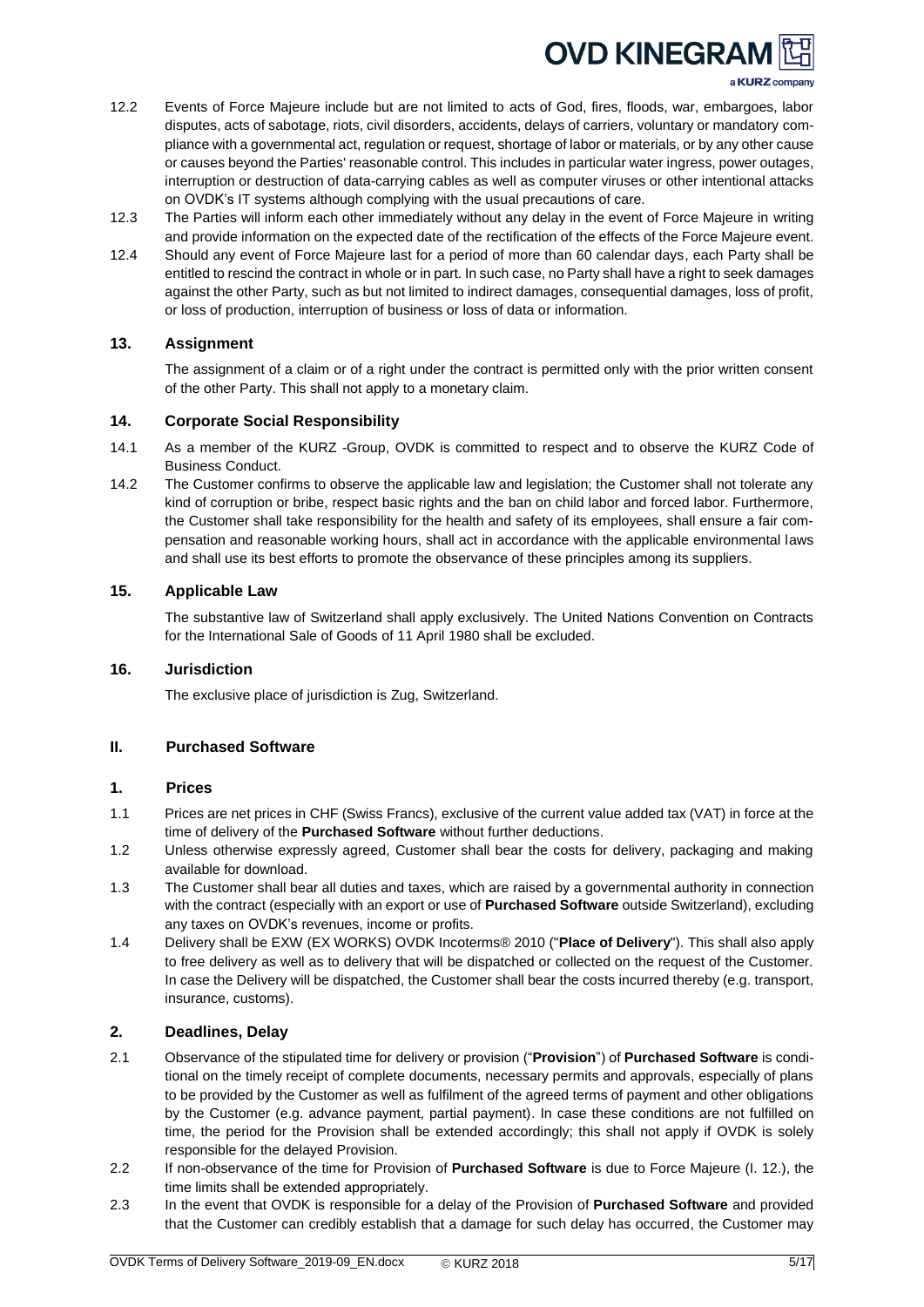12.2 Events of Force Majeure include but are not limited to acts of God, fires, floods, war, embargoes, labor disputes, acts of sabotage, riots, civil disorders, accidents, delays of carriers, voluntary or mandatory compliance with a governmental act, regulation or request, shortage of labor or materials, or by any other cause or causes beyond the Parties' reasonable control. This includes in particular water ingress, power outages, interruption or destruction of data-carrying cables as well as computer viruses or other intentional attacks on OVDK's IT systems although complying with the usual precautions of care.

12.3 The Parties will inform each other immediately without any delay in the event of Force Majeure in writing and provide information on the expected date of the rectification of the effects of the Force Majeure event.

12.4 Should any event of Force Majeure last for a period of more than 60 calendar days, each Party shall be entitled to rescind the contract in whole or in part. In such case, no Party shall have a right to seek damages against the other Party, such as but not limited to indirect damages, consequential damages, loss of profit, or loss of production, interruption of business or loss of data or information.

### 13. Assignment

The assignment of a claim or of a right under the contract is permitted only with the prior written consent of the other Party. This shall not apply to a monetary claim.

### 14. Corporate Social Responsibility

14.1 As a member of the KURZ -Group, OVDK is committed to respect and to observe the KURZ Code of Business Conduct.

14.2 The Customer confirms to observe the applicable law and legislation; the Customer shall not tolerate any kind of corruption or bribe, respect basic rights and the ban on child labor and forced labor. Furthermore, the Customer shall take responsibility for the health and safety of its employees, shall ensure a fair compensation and reasonable working hours, shall act in accordance with the applicable environmental laws and shall use its best efforts to promote the observance of these principles among its suppliers.

### 15. Applicable Law

The substantive law of Switzerland shall apply exclusively. The United Nations Convention on Contracts for the International Sale of Goods of 11 April 1980 shall be excluded.

### 16. Jurisdiction

The exclusive place of jurisdiction is Zug, Switzerland.

## II. Purchased Software

### 1. Prices

1.1 Prices are net prices in CHF (Swiss Francs), exclusive of the current value added tax (VAT) in force at the time of delivery of the **Purchased Software** without further deductions.

1.2 Unless otherwise expressly agreed, Customer shall bear the costs for delivery, packaging and making available for download.

1.3 The Customer shall bear all duties and taxes, which are raised by a governmental authority in connection with the contract (especially with an export or use of **Purchased Software** outside Switzerland), excluding any taxes on OVDK's revenues, income or profits.

1.4 Delivery shall be EXW (EX WORKS) OVDK Incoterms® 2010 ("**Place of Delivery**"). This shall also apply to free delivery as well as to delivery that will be dispatched or collected on the request of the Customer. In case the Delivery will be dispatched, the Customer shall bear the costs incurred thereby (e.g. transport, insurance, customs).

### 2. Deadlines, Delay

2.1 Observance of the stipulated time for delivery or provision ("**Provision**") of **Purchased Software** is conditional on the timely receipt of complete documents, necessary permits and approvals, especially of plans to be provided by the Customer as well as fulfilment of the agreed terms of payment and other obligations by the Customer (e.g. advance payment, partial payment). In case these conditions are not fulfilled on time, the period for the Provision shall be extended accordingly; this shall not apply if OVDK is solely responsible for the delayed Provision.

2.2 If non-observance of the time for Provision of **Purchased Software** is due to Force Majeure (I. 12.), the time limits shall be extended appropriately.

2.3 In the event that OVDK is responsible for a delay of the Provision of **Purchased Software** and provided that the Customer can credibly establish that a damage for such delay has occurred, the Customer may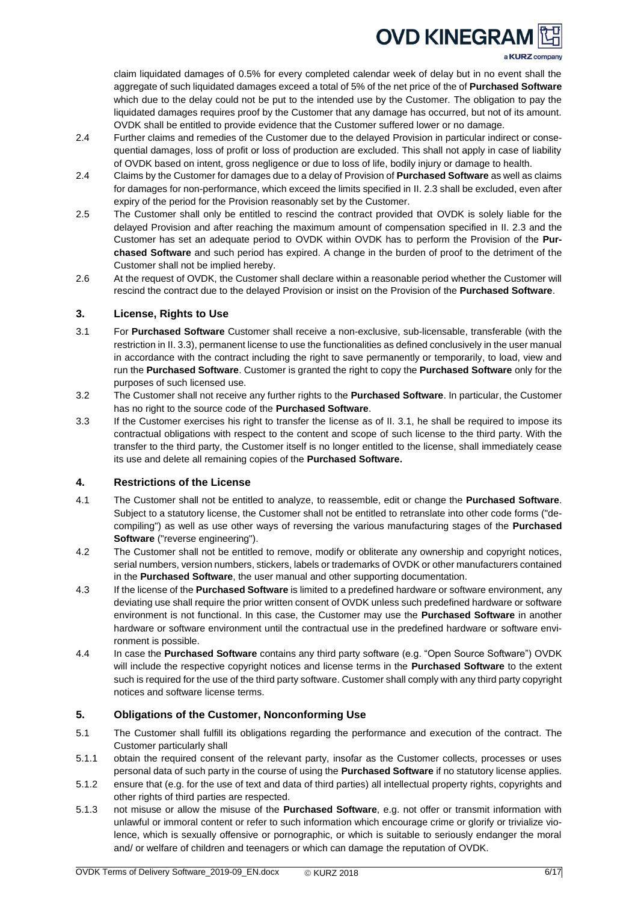claim liquidated damages of 0.5% for every completed calendar week of delay but in no event shall the aggregate of such liquidated damages exceed a total of 5% of the net price of the of **Purchased Software** which due to the delay could not be put to the intended use by the Customer. The obligation to pay the liquidated damages requires proof by the Customer that any damage has occurred, but not of its amount. OVDK shall be entitled to provide evidence that the Customer suffered lower or no damage.

2.4 Further claims and remedies of the Customer due to the delayed Provision in particular indirect or consequential damages, loss of profit or loss of production are excluded. This shall not apply in case of liability of OVDK based on intent, gross negligence or due to loss of life, bodily injury or damage to health.

2.4 Claims by the Customer for damages due to a delay of Provision of **Purchased Software** as well as claims for damages for non-performance, which exceed the limits specified in II. 2.3 shall be excluded, even after expiry of the period for the Provision reasonably set by the Customer.

2.5 The Customer shall only be entitled to rescind the contract provided that OVDK is solely liable for the delayed Provision and after reaching the maximum amount of compensation specified in II. 2.3 and the Customer has set an adequate period to OVDK within OVDK has to perform the Provision of the **Purchased Software** and such period has expired. A change in the burden of proof to the detriment of the Customer shall not be implied hereby.

2.6 At the request of OVDK, the Customer shall declare within a reasonable period whether the Customer will rescind the contract due to the delayed Provision or insist on the Provision of the **Purchased Software**.

## 3. License, Rights to Use

3.1 For **Purchased Software** Customer shall receive a non-exclusive, sub-licensable, transferable (with the restriction in II. 3.3), permanent license to use the functionalities as defined conclusively in the user manual in accordance with the contract including the right to save permanently or temporarily, to load, view and run the **Purchased Software**. Customer is granted the right to copy the **Purchased Software** only for the purposes of such licensed use.

3.2 The Customer shall not receive any further rights to the **Purchased Software**. In particular, the Customer has no right to the source code of the **Purchased Software**.

3.3 If the Customer exercises his right to transfer the license as of II. 3.1, he shall be required to impose its contractual obligations with respect to the content and scope of such license to the third party. With the transfer to the third party, the Customer itself is no longer entitled to the license, shall immediately cease its use and delete all remaining copies of the **Purchased Software.**

## 4. Restrictions of the License

4.1 The Customer shall not be entitled to analyze, to reassemble, edit or change the **Purchased Software**. Subject to a statutory license, the Customer shall not be entitled to retranslate into other code forms ("decompiling") as well as use other ways of reversing the various manufacturing stages of the **Purchased Software** ("reverse engineering").

4.2 The Customer shall not be entitled to remove, modify or obliterate any ownership and copyright notices, serial numbers, version numbers, stickers, labels or trademarks of OVDK or other manufacturers contained in the **Purchased Software**, the user manual and other supporting documentation.

4.3 If the license of the **Purchased Software** is limited to a predefined hardware or software environment, any deviating use shall require the prior written consent of OVDK unless such predefined hardware or software environment is not functional. In this case, the Customer may use the **Purchased Software** in another hardware or software environment until the contractual use in the predefined hardware or software environment is possible.

4.4 In case the **Purchased Software** contains any third party software (e.g. "Open Source Software") OVDK will include the respective copyright notices and license terms in the **Purchased Software** to the extent such is required for the use of the third party software. Customer shall comply with any third party copyright notices and software license terms.

## 5. Obligations of the Customer, Nonconforming Use

5.1 The Customer shall fulfill its obligations regarding the performance and execution of the contract. The Customer particularly shall

5.1.1 obtain the required consent of the relevant party, insofar as the Customer collects, processes or uses personal data of such party in the course of using the **Purchased Software** if no statutory license applies.

5.1.2 ensure that (e.g. for the use of text and data of third parties) all intellectual property rights, copyrights and other rights of third parties are respected.

5.1.3 not misuse or allow the misuse of the **Purchased Software**, e.g. not offer or transmit information with unlawful or immoral content or refer to such information which encourage crime or glorify or trivialize violence, which is sexually offensive or pornographic, or which is suitable to seriously endanger the moral and/ or welfare of children and teenagers or which can damage the reputation of OVDK.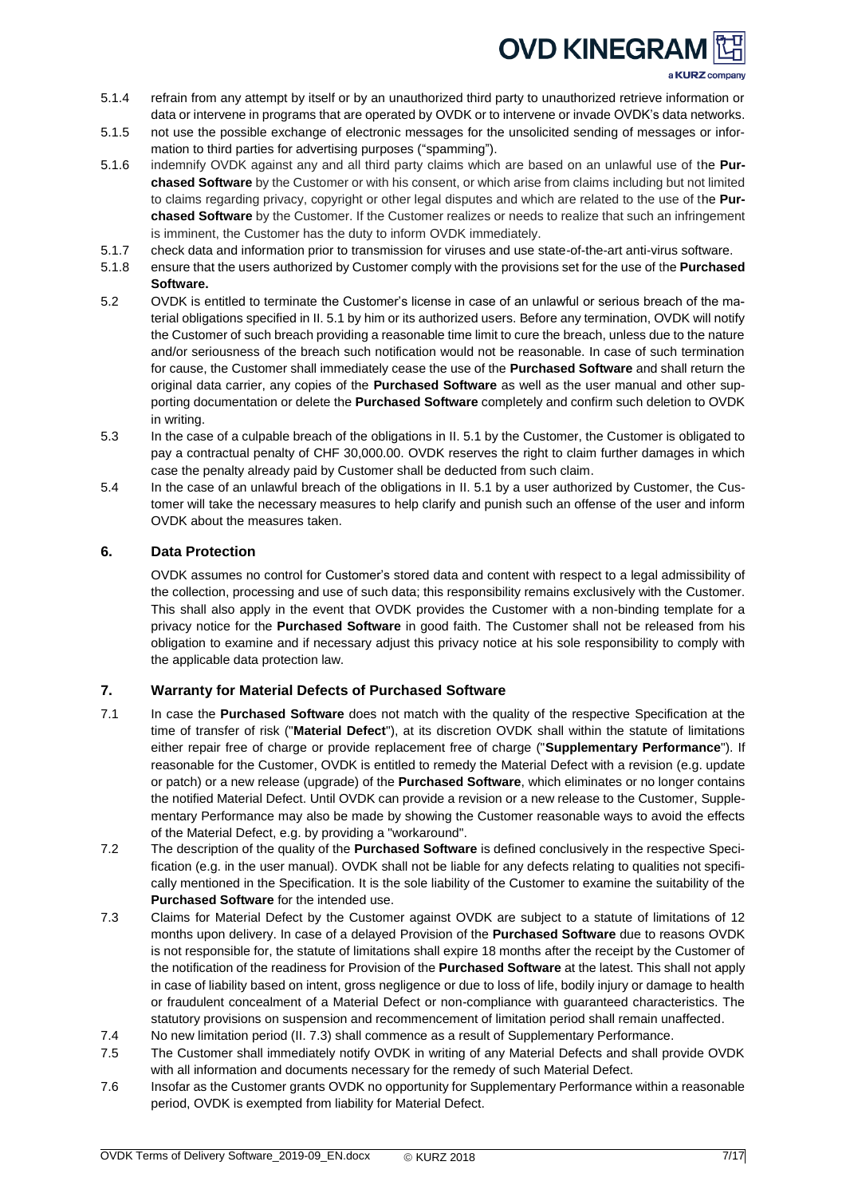5.1.4 refrain from any attempt by itself or by an unauthorized third party to unauthorized retrieve information or data or intervene in programs that are operated by OVDK or to intervene or invade OVDK's data networks.

5.1.5 not use the possible exchange of electronic messages for the unsolicited sending of messages or information to third parties for advertising purposes ("spamming").

5.1.6 indemnify OVDK against any and all third party claims which are based on an unlawful use of the **Purchased Software** by the Customer or with his consent, or which arise from claims including but not limited to claims regarding privacy, copyright or other legal disputes and which are related to the use of the **Purchased Software** by the Customer. If the Customer realizes or needs to realize that such an infringement is imminent, the Customer has the duty to inform OVDK immediately.

5.1.7 check data and information prior to transmission for viruses and use state-of-the-art anti-virus software.

5.1.8 ensure that the users authorized by Customer comply with the provisions set for the use of the **Purchased Software.**

5.2 OVDK is entitled to terminate the Customer's license in case of an unlawful or serious breach of the material obligations specified in II. 5.1 by him or its authorized users. Before any termination, OVDK will notify the Customer of such breach providing a reasonable time limit to cure the breach, unless due to the nature and/or seriousness of the breach such notification would not be reasonable. In case of such termination for cause, the Customer shall immediately cease the use of the **Purchased Software** and shall return the original data carrier, any copies of the **Purchased Software** as well as the user manual and other supporting documentation or delete the **Purchased Software** completely and confirm such deletion to OVDK in writing.

5.3 In the case of a culpable breach of the obligations in II. 5.1 by the Customer, the Customer is obligated to pay a contractual penalty of CHF 30,000.00. OVDK reserves the right to claim further damages in which case the penalty already paid by Customer shall be deducted from such claim.

5.4 In the case of an unlawful breach of the obligations in II. 5.1 by a user authorized by Customer, the Customer will take the necessary measures to help clarify and punish such an offense of the user and inform OVDK about the measures taken.

## 6. Data Protection

OVDK assumes no control for Customer's stored data and content with respect to a legal admissibility of the collection, processing and use of such data; this responsibility remains exclusively with the Customer. This shall also apply in the event that OVDK provides the Customer with a non-binding template for a privacy notice for the **Purchased Software** in good faith. The Customer shall not be released from his obligation to examine and if necessary adjust this privacy notice at his sole responsibility to comply with the applicable data protection law.

## 7. Warranty for Material Defects of Purchased Software

7.1 In case the **Purchased Software** does not match with the quality of the respective Specification at the time of transfer of risk ("**Material Defect**"), at its discretion OVDK shall within the statute of limitations either repair free of charge or provide replacement free of charge ("**Supplementary Performance**"). If reasonable for the Customer, OVDK is entitled to remedy the Material Defect with a revision (e.g. update or patch) or a new release (upgrade) of the **Purchased Software**, which eliminates or no longer contains the notified Material Defect. Until OVDK can provide a revision or a new release to the Customer, Supplementary Performance may also be made by showing the Customer reasonable ways to avoid the effects of the Material Defect, e.g. by providing a "workaround".

7.2 The description of the quality of the **Purchased Software** is defined conclusively in the respective Specification (e.g. in the user manual). OVDK shall not be liable for any defects relating to qualities not specifically mentioned in the Specification. It is the sole liability of the Customer to examine the suitability of the **Purchased Software** for the intended use.

7.3 Claims for Material Defect by the Customer against OVDK are subject to a statute of limitations of 12 months upon delivery. In case of a delayed Provision of the **Purchased Software** due to reasons OVDK is not responsible for, the statute of limitations shall expire 18 months after the receipt by the Customer of the notification of the readiness for Provision of the **Purchased Software** at the latest. This shall not apply in case of liability based on intent, gross negligence or due to loss of life, bodily injury or damage to health or fraudulent concealment of a Material Defect or non-compliance with guaranteed characteristics. The statutory provisions on suspension and recommencement of limitation period shall remain unaffected.

7.4 No new limitation period (II. 7.3) shall commence as a result of Supplementary Performance.

7.5 The Customer shall immediately notify OVDK in writing of any Material Defects and shall provide OVDK with all information and documents necessary for the remedy of such Material Defect.

7.6 Insofar as the Customer grants OVDK no opportunity for Supplementary Performance within a reasonable period, OVDK is exempted from liability for Material Defect.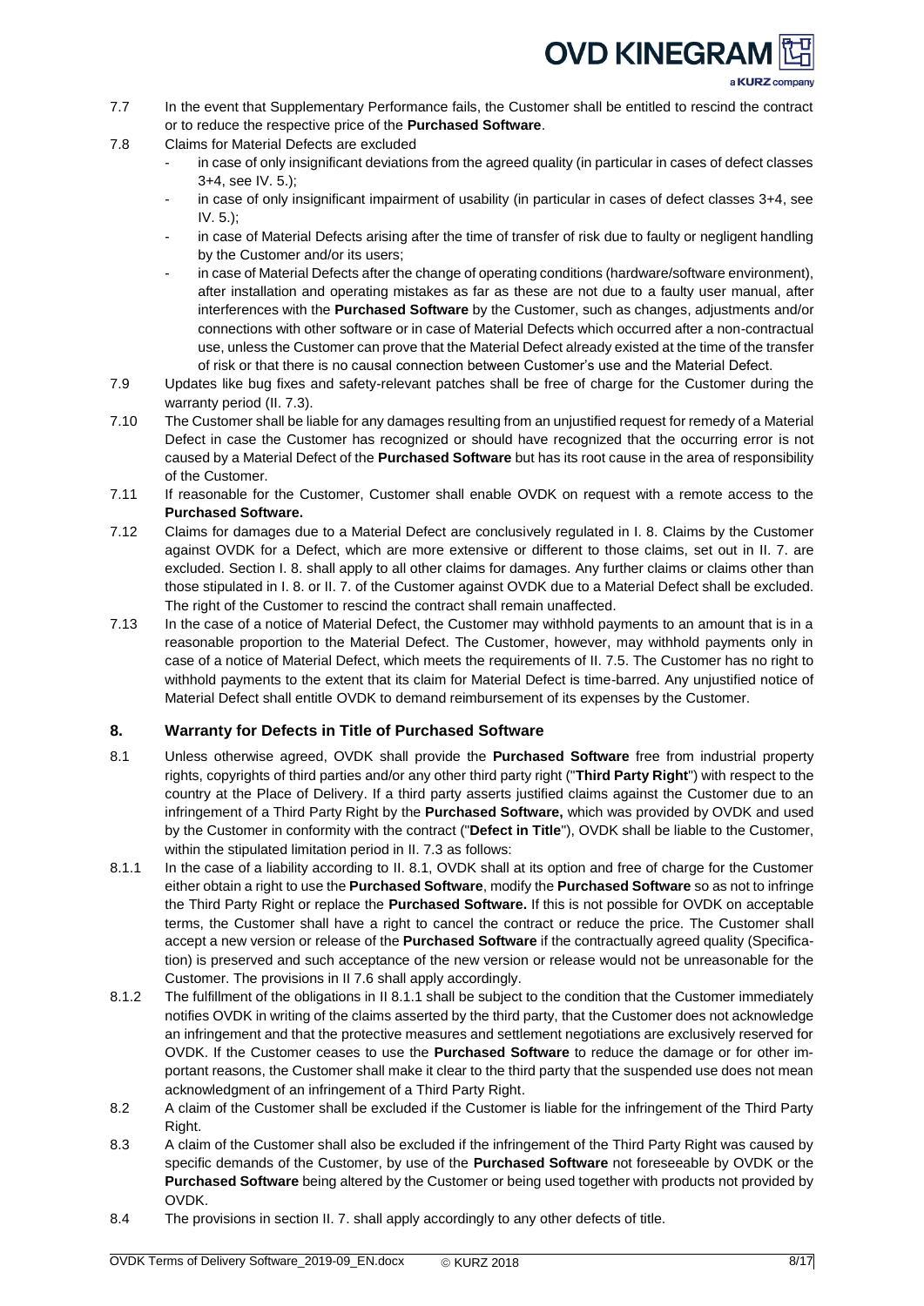7.7 In the event that Supplementary Performance fails, the Customer shall be entitled to rescind the contract or to reduce the respective price of the **Purchased Software**.

7.8 Claims for Material Defects are excluded

- in case of only insignificant deviations from the agreed quality (in particular in cases of defect classes 3+4, see IV. 5.);
- in case of only insignificant impairment of usability (in particular in cases of defect classes 3+4, see IV. 5.);
- in case of Material Defects arising after the time of transfer of risk due to faulty or negligent handling by the Customer and/or its users;
- in case of Material Defects after the change of operating conditions (hardware/software environment), after installation and operating mistakes as far as these are not due to a faulty user manual, after interferences with the **Purchased Software** by the Customer, such as changes, adjustments and/or connections with other software or in case of Material Defects which occurred after a non-contractual use, unless the Customer can prove that the Material Defect already existed at the time of the transfer of risk or that there is no causal connection between Customer's use and the Material Defect.

7.9 Updates like bug fixes and safety-relevant patches shall be free of charge for the Customer during the warranty period (II. 7.3).

7.10 The Customer shall be liable for any damages resulting from an unjustified request for remedy of a Material Defect in case the Customer has recognized or should have recognized that the occurring error is not caused by a Material Defect of the **Purchased Software** but has its root cause in the area of responsibility of the Customer.

7.11 If reasonable for the Customer, Customer shall enable OVDK on request with a remote access to the **Purchased Software.**

7.12 Claims for damages due to a Material Defect are conclusively regulated in I. 8. Claims by the Customer against OVDK for a Defect, which are more extensive or different to those claims, set out in II. 7. are excluded. Section I. 8. shall apply to all other claims for damages. Any further claims or claims other than those stipulated in I. 8. or II. 7. of the Customer against OVDK due to a Material Defect shall be excluded. The right of the Customer to rescind the contract shall remain unaffected.

7.13 In the case of a notice of Material Defect, the Customer may withhold payments to an amount that is in a reasonable proportion to the Material Defect. The Customer, however, may withhold payments only in case of a notice of Material Defect, which meets the requirements of II. 7.5. The Customer has no right to withhold payments to the extent that its claim for Material Defect is time-barred. Any unjustified notice of Material Defect shall entitle OVDK to demand reimbursement of its expenses by the Customer.

## 8. Warranty for Defects in Title of Purchased Software

8.1 Unless otherwise agreed, OVDK shall provide the **Purchased Software** free from industrial property rights, copyrights of third parties and/or any other third party right ("**Third Party Right**") with respect to the country at the Place of Delivery. If a third party asserts justified claims against the Customer due to an infringement of a Third Party Right by the **Purchased Software,** which was provided by OVDK and used by the Customer in conformity with the contract ("**Defect in Title**"), OVDK shall be liable to the Customer, within the stipulated limitation period in II. 7.3 as follows:

8.1.1 In the case of a liability according to II. 8.1, OVDK shall at its option and free of charge for the Customer either obtain a right to use the **Purchased Software**, modify the **Purchased Software** so as not to infringe the Third Party Right or replace the **Purchased Software.** If this is not possible for OVDK on acceptable terms, the Customer shall have a right to cancel the contract or reduce the price. The Customer shall accept a new version or release of the **Purchased Software** if the contractually agreed quality (Specification) is preserved and such acceptance of the new version or release would not be unreasonable for the Customer. The provisions in II 7.6 shall apply accordingly.

8.1.2 The fulfillment of the obligations in II 8.1.1 shall be subject to the condition that the Customer immediately notifies OVDK in writing of the claims asserted by the third party, that the Customer does not acknowledge an infringement and that the protective measures and settlement negotiations are exclusively reserved for OVDK. If the Customer ceases to use the **Purchased Software** to reduce the damage or for other important reasons, the Customer shall make it clear to the third party that the suspended use does not mean acknowledgment of an infringement of a Third Party Right.

8.2 A claim of the Customer shall be excluded if the Customer is liable for the infringement of the Third Party Right.

8.3 A claim of the Customer shall also be excluded if the infringement of the Third Party Right was caused by specific demands of the Customer, by use of the **Purchased Software** not foreseeable by OVDK or the **Purchased Software** being altered by the Customer or being used together with products not provided by OVDK.

8.4 The provisions in section II. 7. shall apply accordingly to any other defects of title.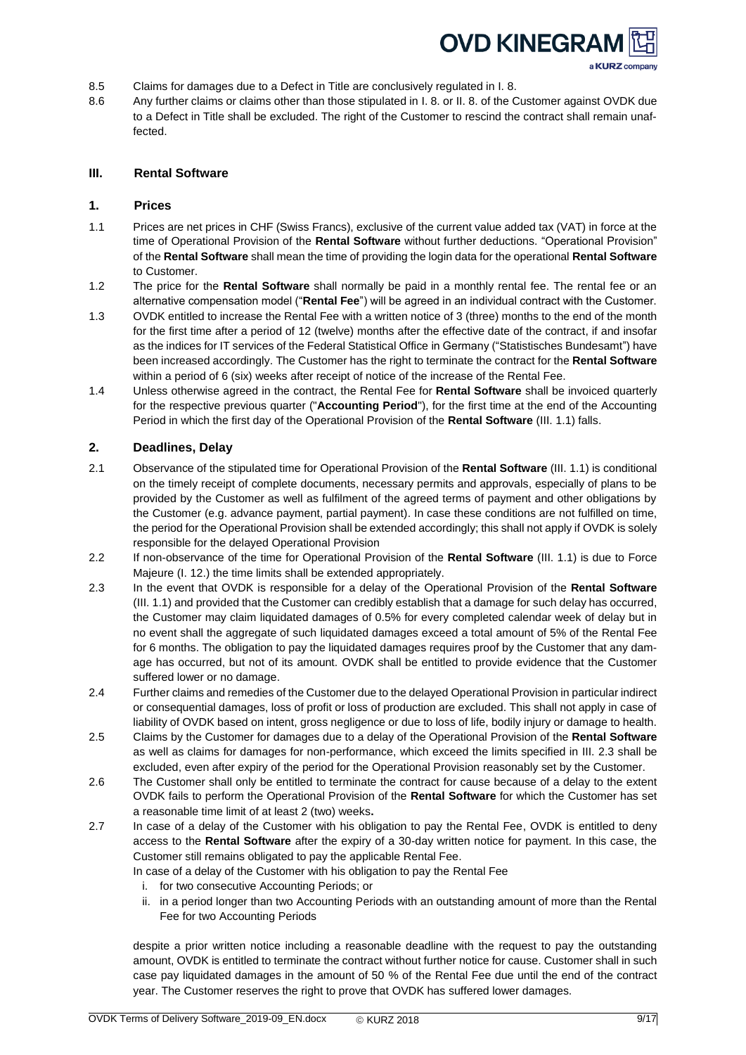8.5 Claims for damages due to a Defect in Title are conclusively regulated in I. 8.

8.6 Any further claims or claims other than those stipulated in I. 8. or II. 8. of the Customer against OVDK due to a Defect in Title shall be excluded. The right of the Customer to rescind the contract shall remain unaffected.

## III. Rental Software

### 1. Prices

1.1 Prices are net prices in CHF (Swiss Francs), exclusive of the current value added tax (VAT) in force at the time of Operational Provision of the **Rental Software** without further deductions. "Operational Provision" of the **Rental Software** shall mean the time of providing the login data for the operational **Rental Software** to Customer.

1.2 The price for the **Rental Software** shall normally be paid in a monthly rental fee. The rental fee or an alternative compensation model ("**Rental Fee**") will be agreed in an individual contract with the Customer.

1.3 OVDK entitled to increase the Rental Fee with a written notice of 3 (three) months to the end of the month for the first time after a period of 12 (twelve) months after the effective date of the contract, if and insofar as the indices for IT services of the Federal Statistical Office in Germany ("Statistisches Bundesamt") have been increased accordingly. The Customer has the right to terminate the contract for the **Rental Software** within a period of 6 (six) weeks after receipt of notice of the increase of the Rental Fee.

1.4 Unless otherwise agreed in the contract, the Rental Fee for **Rental Software** shall be invoiced quarterly for the respective previous quarter ("**Accounting Period**"), for the first time at the end of the Accounting Period in which the first day of the Operational Provision of the **Rental Software** (III. 1.1) falls.

### 2. Deadlines, Delay

2.1 Observance of the stipulated time for Operational Provision of the **Rental Software** (III. 1.1) is conditional on the timely receipt of complete documents, necessary permits and approvals, especially of plans to be provided by the Customer as well as fulfilment of the agreed terms of payment and other obligations by the Customer (e.g. advance payment, partial payment). In case these conditions are not fulfilled on time, the period for the Operational Provision shall be extended accordingly; this shall not apply if OVDK is solely responsible for the delayed Operational Provision

2.2 If non-observance of the time for Operational Provision of the **Rental Software** (III. 1.1) is due to Force Majeure (I. 12.) the time limits shall be extended appropriately.

2.3 In the event that OVDK is responsible for a delay of the Operational Provision of the **Rental Software** (III. 1.1) and provided that the Customer can credibly establish that a damage for such delay has occurred, the Customer may claim liquidated damages of 0.5% for every completed calendar week of delay but in no event shall the aggregate of such liquidated damages exceed a total amount of 5% of the Rental Fee for 6 months. The obligation to pay the liquidated damages requires proof by the Customer that any damage has occurred, but not of its amount. OVDK shall be entitled to provide evidence that the Customer suffered lower or no damage.

2.4 Further claims and remedies of the Customer due to the delayed Operational Provision in particular indirect or consequential damages, loss of profit or loss of production are excluded. This shall not apply in case of liability of OVDK based on intent, gross negligence or due to loss of life, bodily injury or damage to health.

2.5 Claims by the Customer for damages due to a delay of the Operational Provision of the **Rental Software** as well as claims for damages for non-performance, which exceed the limits specified in III. 2.3 shall be excluded, even after expiry of the period for the Operational Provision reasonably set by the Customer.

2.6 The Customer shall only be entitled to terminate the contract for cause because of a delay to the extent OVDK fails to perform the Operational Provision of the **Rental Software** for which the Customer has set a reasonable time limit of at least 2 (two) weeks**.**

2.7 In case of a delay of the Customer with his obligation to pay the Rental Fee, OVDK is entitled to deny access to the **Rental Software** after the expiry of a 30-day written notice for payment. In this case, the Customer still remains obligated to pay the applicable Rental Fee.

In case of a delay of the Customer with his obligation to pay the Rental Fee

i. for two consecutive Accounting Periods; or
ii. in a period longer than two Accounting Periods with an outstanding amount of more than the Rental Fee for two Accounting Periods

despite a prior written notice including a reasonable deadline with the request to pay the outstanding amount, OVDK is entitled to terminate the contract without further notice for cause. Customer shall in such case pay liquidated damages in the amount of 50 % of the Rental Fee due until the end of the contract year. The Customer reserves the right to prove that OVDK has suffered lower damages.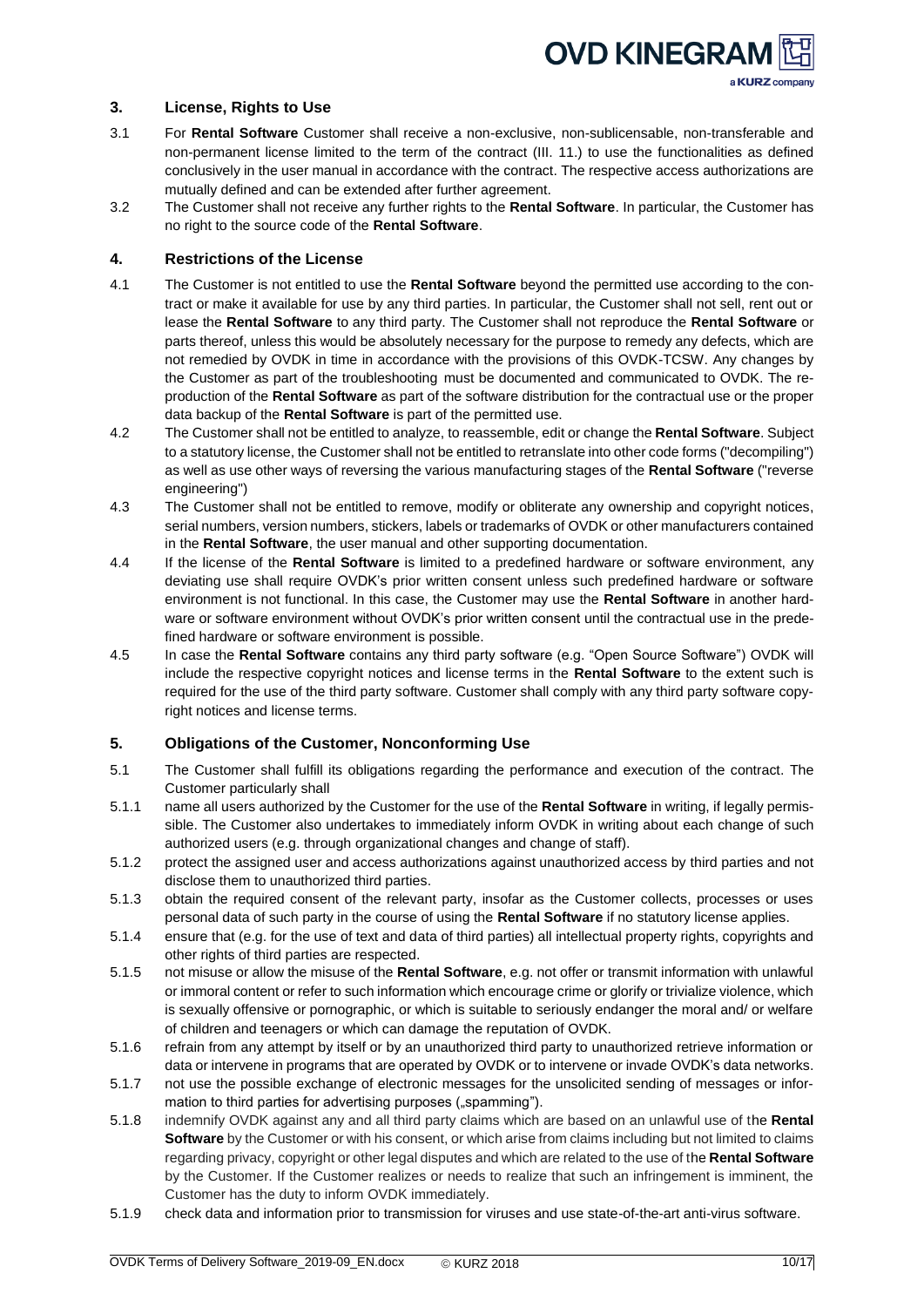## 3. License, Rights to Use

3.1 For **Rental Software** Customer shall receive a non-exclusive, non-sublicensable, non-transferable and non-permanent license limited to the term of the contract (III. 11.) to use the functionalities as defined conclusively in the user manual in accordance with the contract. The respective access authorizations are mutually defined and can be extended after further agreement.

3.2 The Customer shall not receive any further rights to the **Rental Software**. In particular, the Customer has no right to the source code of the **Rental Software**.

## 4. Restrictions of the License

4.1 The Customer is not entitled to use the **Rental Software** beyond the permitted use according to the contract or make it available for use by any third parties. In particular, the Customer shall not sell, rent out or lease the **Rental Software** to any third party. The Customer shall not reproduce the **Rental Software** or parts thereof, unless this would be absolutely necessary for the purpose to remedy any defects, which are not remedied by OVDK in time in accordance with the provisions of this OVDK-TCSW. Any changes by the Customer as part of the troubleshooting must be documented and communicated to OVDK. The reproduction of the **Rental Software** as part of the software distribution for the contractual use or the proper data backup of the **Rental Software** is part of the permitted use.

4.2 The Customer shall not be entitled to analyze, to reassemble, edit or change the **Rental Software**. Subject to a statutory license, the Customer shall not be entitled to retranslate into other code forms ("decompiling") as well as use other ways of reversing the various manufacturing stages of the **Rental Software** ("reverse engineering")

4.3 The Customer shall not be entitled to remove, modify or obliterate any ownership and copyright notices, serial numbers, version numbers, stickers, labels or trademarks of OVDK or other manufacturers contained in the **Rental Software**, the user manual and other supporting documentation.

4.4 If the license of the **Rental Software** is limited to a predefined hardware or software environment, any deviating use shall require OVDK's prior written consent unless such predefined hardware or software environment is not functional. In this case, the Customer may use the **Rental Software** in another hardware or software environment without OVDK's prior written consent until the contractual use in the predefined hardware or software environment is possible.

4.5 In case the **Rental Software** contains any third party software (e.g. "Open Source Software") OVDK will include the respective copyright notices and license terms in the **Rental Software** to the extent such is required for the use of the third party software. Customer shall comply with any third party software copyright notices and license terms.

## 5. Obligations of the Customer, Nonconforming Use

5.1 The Customer shall fulfill its obligations regarding the performance and execution of the contract. The Customer particularly shall

5.1.1 name all users authorized by the Customer for the use of the **Rental Software** in writing, if legally permissible. The Customer also undertakes to immediately inform OVDK in writing about each change of such authorized users (e.g. through organizational changes and change of staff).

5.1.2 protect the assigned user and access authorizations against unauthorized access by third parties and not disclose them to unauthorized third parties.

5.1.3 obtain the required consent of the relevant party, insofar as the Customer collects, processes or uses personal data of such party in the course of using the **Rental Software** if no statutory license applies.

5.1.4 ensure that (e.g. for the use of text and data of third parties) all intellectual property rights, copyrights and other rights of third parties are respected.

5.1.5 not misuse or allow the misuse of the **Rental Software**, e.g. not offer or transmit information with unlawful or immoral content or refer to such information which encourage crime or glorify or trivialize violence, which is sexually offensive or pornographic, or which is suitable to seriously endanger the moral and/ or welfare of children and teenagers or which can damage the reputation of OVDK.

5.1.6 refrain from any attempt by itself or by an unauthorized third party to unauthorized retrieve information or data or intervene in programs that are operated by OVDK or to intervene or invade OVDK's data networks.

5.1.7 not use the possible exchange of electronic messages for the unsolicited sending of messages or information to third parties for advertising purposes („spamming").

5.1.8 indemnify OVDK against any and all third party claims which are based on an unlawful use of the **Rental Software** by the Customer or with his consent, or which arise from claims including but not limited to claims regarding privacy, copyright or other legal disputes and which are related to the use of the **Rental Software** by the Customer. If the Customer realizes or needs to realize that such an infringement is imminent, the Customer has the duty to inform OVDK immediately.

5.1.9 check data and information prior to transmission for viruses and use state-of-the-art anti-virus software.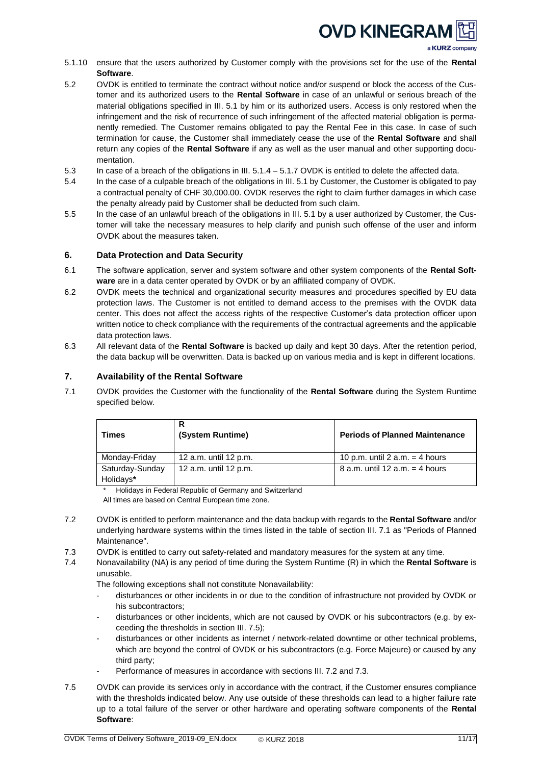5.1.10 ensure that the users authorized by Customer comply with the provisions set for the use of the **Rental Software**.

5.2 OVDK is entitled to terminate the contract without notice and/or suspend or block the access of the Customer and its authorized users to the **Rental Software** in case of an unlawful or serious breach of the material obligations specified in III. 5.1 by him or its authorized users. Access is only restored when the infringement and the risk of recurrence of such infringement of the affected material obligation is permanently remedied. The Customer remains obligated to pay the Rental Fee in this case. In case of such termination for cause, the Customer shall immediately cease the use of the **Rental Software** and shall return any copies of the **Rental Software** if any as well as the user manual and other supporting documentation.

5.3 In case of a breach of the obligations in III. 5.1.4 – 5.1.7 OVDK is entitled to delete the affected data.

5.4 In the case of a culpable breach of the obligations in III. 5.1 by Customer, the Customer is obligated to pay a contractual penalty of CHF 30,000.00. OVDK reserves the right to claim further damages in which case the penalty already paid by Customer shall be deducted from such claim.

5.5 In the case of an unlawful breach of the obligations in III. 5.1 by a user authorized by Customer, the Customer will take the necessary measures to help clarify and punish such offense of the user and inform OVDK about the measures taken.

## 6. Data Protection and Data Security

6.1 The software application, server and system software and other system components of the **Rental Software** are in a data center operated by OVDK or by an affiliated company of OVDK.

6.2 OVDK meets the technical and organizational security measures and procedures specified by EU data protection laws. The Customer is not entitled to demand access to the premises with the OVDK data center. This does not affect the access rights of the respective Customer's data protection officer upon written notice to check compliance with the requirements of the contractual agreements and the applicable data protection laws.

6.3 All relevant data of the **Rental Software** is backed up daily and kept 30 days. After the retention period, the data backup will be overwritten. Data is backed up on various media and is kept in different locations.

## 7. Availability of the Rental Software

7.1 OVDK provides the Customer with the functionality of the **Rental Software** during the System Runtime specified below.

| Times | R (System Runtime) | Periods of Planned Maintenance |
|---|---|---|
| Monday-Friday | 12 a.m. until 12 p.m. | 10 p.m. until 2 a.m. = 4 hours |
| Saturday-Sunday Holidays* | 12 a.m. until 12 p.m. | 8 a.m. until 12 a.m. = 4 hours |

\* Holidays in Federal Republic of Germany and Switzerland
All times are based on Central European time zone.

7.2 OVDK is entitled to perform maintenance and the data backup with regards to the **Rental Software** and/or underlying hardware systems within the times listed in the table of section III. 7.1 as "Periods of Planned Maintenance".

7.3 OVDK is entitled to carry out safety-related and mandatory measures for the system at any time.

7.4 Nonavailability (NA) is any period of time during the System Runtime (R) in which the **Rental Software** is unusable.

The following exceptions shall not constitute Nonavailability:

- disturbances or other incidents in or due to the condition of infrastructure not provided by OVDK or his subcontractors;
- disturbances or other incidents, which are not caused by OVDK or his subcontractors (e.g. by exceeding the thresholds in section III. 7.5);
- disturbances or other incidents as internet / network-related downtime or other technical problems, which are beyond the control of OVDK or his subcontractors (e.g. Force Majeure) or caused by any third party;
- Performance of measures in accordance with sections III. 7.2 and 7.3.

7.5 OVDK can provide its services only in accordance with the contract, if the Customer ensures compliance with the thresholds indicated below. Any use outside of these thresholds can lead to a higher failure rate up to a total failure of the server or other hardware and operating software components of the **Rental Software**: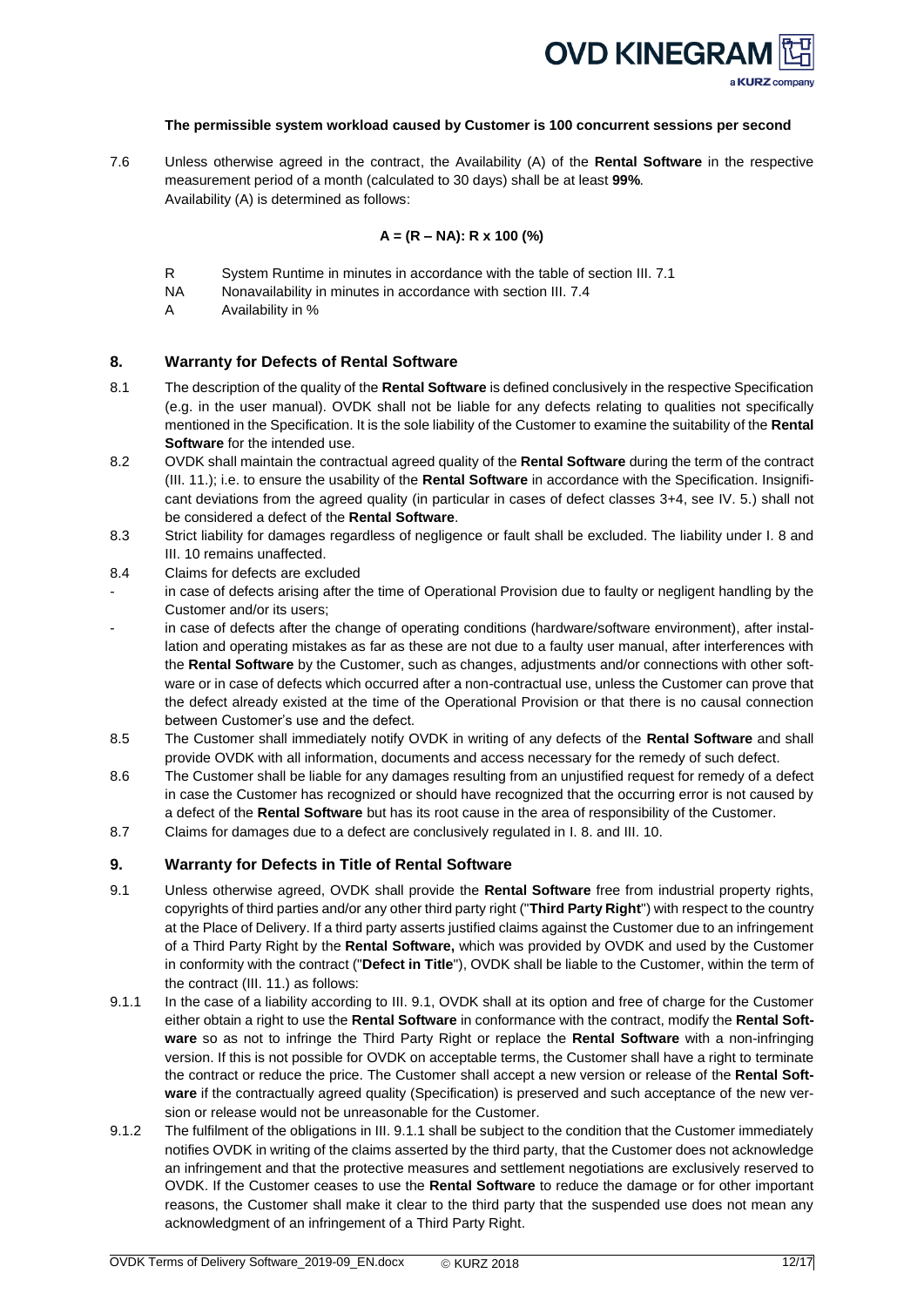**The permissible system workload caused by Customer is 100 concurrent sessions per second**

7.6 Unless otherwise agreed in the contract, the Availability (A) of the **Rental Software** in the respective measurement period of a month (calculated to 30 days) shall be at least **99%**.
Availability (A) is determined as follows:

$$A = (R - NA) : R \times 100 \ (\%)$$

R System Runtime in minutes in accordance with the table of section III. 7.1
NA Nonavailability in minutes in accordance with section III. 7.4
A Availability in %

## 8. Warranty for Defects of Rental Software

8.1 The description of the quality of the **Rental Software** is defined conclusively in the respective Specification (e.g. in the user manual). OVDK shall not be liable for any defects relating to qualities not specifically mentioned in the Specification. It is the sole liability of the Customer to examine the suitability of the **Rental Software** for the intended use.

8.2 OVDK shall maintain the contractual agreed quality of the **Rental Software** during the term of the contract (III. 11.); i.e. to ensure the usability of the **Rental Software** in accordance with the Specification. Insignificant deviations from the agreed quality (in particular in cases of defect classes 3+4, see IV. 5.) shall not be considered a defect of the **Rental Software**.

8.3 Strict liability for damages regardless of negligence or fault shall be excluded. The liability under I. 8 and III. 10 remains unaffected.

8.4 Claims for defects are excluded

- in case of defects arising after the time of Operational Provision due to faulty or negligent handling by the Customer and/or its users;
- in case of defects after the change of operating conditions (hardware/software environment), after installation and operating mistakes as far as these are not due to a faulty user manual, after interferences with the **Rental Software** by the Customer, such as changes, adjustments and/or connections with other software or in case of defects which occurred after a non-contractual use, unless the Customer can prove that the defect already existed at the time of the Operational Provision or that there is no causal connection between Customer's use and the defect.

8.5 The Customer shall immediately notify OVDK in writing of any defects of the **Rental Software** and shall provide OVDK with all information, documents and access necessary for the remedy of such defect.

8.6 The Customer shall be liable for any damages resulting from an unjustified request for remedy of a defect in case the Customer has recognized or should have recognized that the occurring error is not caused by a defect of the **Rental Software** but has its root cause in the area of responsibility of the Customer.

8.7 Claims for damages due to a defect are conclusively regulated in I. 8. and III. 10.

## 9. Warranty for Defects in Title of Rental Software

9.1 Unless otherwise agreed, OVDK shall provide the **Rental Software** free from industrial property rights, copyrights of third parties and/or any other third party right ("**Third Party Right**") with respect to the country at the Place of Delivery. If a third party asserts justified claims against the Customer due to an infringement of a Third Party Right by the **Rental Software,** which was provided by OVDK and used by the Customer in conformity with the contract ("**Defect in Title**"), OVDK shall be liable to the Customer, within the term of the contract (III. 11.) as follows:

9.1.1 In the case of a liability according to III. 9.1, OVDK shall at its option and free of charge for the Customer either obtain a right to use the **Rental Software** in conformance with the contract, modify the **Rental Software** so as not to infringe the Third Party Right or replace the **Rental Software** with a non-infringing version. If this is not possible for OVDK on acceptable terms, the Customer shall have a right to terminate the contract or reduce the price. The Customer shall accept a new version or release of the **Rental Software** if the contractually agreed quality (Specification) is preserved and such acceptance of the new version or release would not be unreasonable for the Customer.

9.1.2 The fulfilment of the obligations in III. 9.1.1 shall be subject to the condition that the Customer immediately notifies OVDK in writing of the claims asserted by the third party, that the Customer does not acknowledge an infringement and that the protective measures and settlement negotiations are exclusively reserved to OVDK. If the Customer ceases to use the **Rental Software** to reduce the damage or for other important reasons, the Customer shall make it clear to the third party that the suspended use does not mean any acknowledgment of an infringement of a Third Party Right.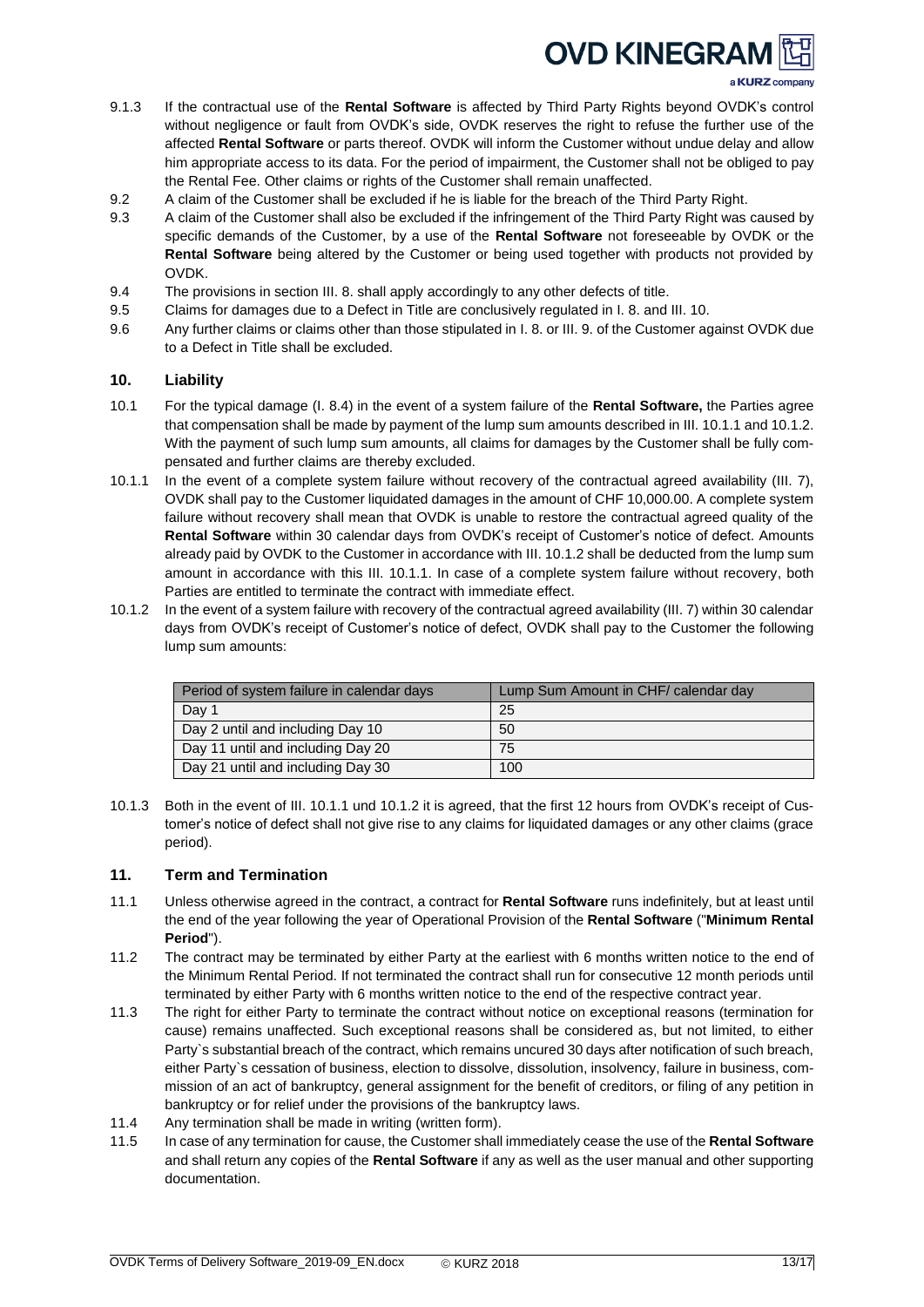9.1.3 If the contractual use of the **Rental Software** is affected by Third Party Rights beyond OVDK's control without negligence or fault from OVDK's side, OVDK reserves the right to refuse the further use of the affected **Rental Software** or parts thereof. OVDK will inform the Customer without undue delay and allow him appropriate access to its data. For the period of impairment, the Customer shall not be obliged to pay the Rental Fee. Other claims or rights of the Customer shall remain unaffected.

9.2 A claim of the Customer shall be excluded if he is liable for the breach of the Third Party Right.

9.3 A claim of the Customer shall also be excluded if the infringement of the Third Party Right was caused by specific demands of the Customer, by a use of the **Rental Software** not foreseeable by OVDK or the **Rental Software** being altered by the Customer or being used together with products not provided by OVDK.

9.4 The provisions in section III. 8. shall apply accordingly to any other defects of title.

9.5 Claims for damages due to a Defect in Title are conclusively regulated in I. 8. and III. 10.

9.6 Any further claims or claims other than those stipulated in I. 8. or III. 9. of the Customer against OVDK due to a Defect in Title shall be excluded.

## 10. Liability

10.1 For the typical damage (I. 8.4) in the event of a system failure of the **Rental Software,** the Parties agree that compensation shall be made by payment of the lump sum amounts described in III. 10.1.1 and 10.1.2. With the payment of such lump sum amounts, all claims for damages by the Customer shall be fully compensated and further claims are thereby excluded.

10.1.1 In the event of a complete system failure without recovery of the contractual agreed availability (III. 7), OVDK shall pay to the Customer liquidated damages in the amount of CHF 10,000.00. A complete system failure without recovery shall mean that OVDK is unable to restore the contractual agreed quality of the **Rental Software** within 30 calendar days from OVDK's receipt of Customer's notice of defect. Amounts already paid by OVDK to the Customer in accordance with III. 10.1.2 shall be deducted from the lump sum amount in accordance with this III. 10.1.1. In case of a complete system failure without recovery, both Parties are entitled to terminate the contract with immediate effect.

10.1.2 In the event of a system failure with recovery of the contractual agreed availability (III. 7) within 30 calendar days from OVDK's receipt of Customer's notice of defect, OVDK shall pay to the Customer the following lump sum amounts:

| Period of system failure in calendar days | Lump Sum Amount in CHF/ calendar day |
|---|---|
| Day 1 | 25 |
| Day 2 until and including Day 10 | 50 |
| Day 11 until and including Day 20 | 75 |
| Day 21 until and including Day 30 | 100 |

10.1.3 Both in the event of III. 10.1.1 und 10.1.2 it is agreed, that the first 12 hours from OVDK's receipt of Customer's notice of defect shall not give rise to any claims for liquidated damages or any other claims (grace period).

## 11. Term and Termination

11.1 Unless otherwise agreed in the contract, a contract for **Rental Software** runs indefinitely, but at least until the end of the year following the year of Operational Provision of the **Rental Software** ("**Minimum Rental Period**").

11.2 The contract may be terminated by either Party at the earliest with 6 months written notice to the end of the Minimum Rental Period. If not terminated the contract shall run for consecutive 12 month periods until terminated by either Party with 6 months written notice to the end of the respective contract year.

11.3 The right for either Party to terminate the contract without notice on exceptional reasons (termination for cause) remains unaffected. Such exceptional reasons shall be considered as, but not limited, to either Party`s substantial breach of the contract, which remains uncured 30 days after notification of such breach, either Party`s cessation of business, election to dissolve, dissolution, insolvency, failure in business, commission of an act of bankruptcy, general assignment for the benefit of creditors, or filing of any petition in bankruptcy or for relief under the provisions of the bankruptcy laws.

11.4 Any termination shall be made in writing (written form).

11.5 In case of any termination for cause, the Customer shall immediately cease the use of the **Rental Software** and shall return any copies of the **Rental Software** if any as well as the user manual and other supporting documentation.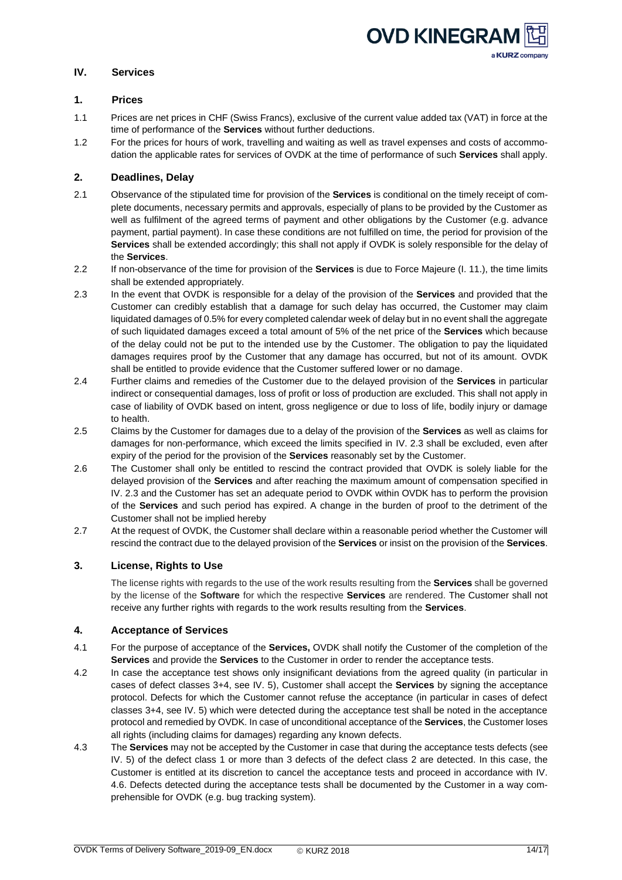## IV. Services

### 1. Prices

1.1 Prices are net prices in CHF (Swiss Francs), exclusive of the current value added tax (VAT) in force at the time of performance of the **Services** without further deductions.

1.2 For the prices for hours of work, travelling and waiting as well as travel expenses and costs of accommodation the applicable rates for services of OVDK at the time of performance of such **Services** shall apply.

### 2. Deadlines, Delay

2.1 Observance of the stipulated time for provision of the **Services** is conditional on the timely receipt of complete documents, necessary permits and approvals, especially of plans to be provided by the Customer as well as fulfilment of the agreed terms of payment and other obligations by the Customer (e.g. advance payment, partial payment). In case these conditions are not fulfilled on time, the period for provision of the **Services** shall be extended accordingly; this shall not apply if OVDK is solely responsible for the delay of the **Services**.

2.2 If non-observance of the time for provision of the **Services** is due to Force Majeure (I. 11.), the time limits shall be extended appropriately.

2.3 In the event that OVDK is responsible for a delay of the provision of the **Services** and provided that the Customer can credibly establish that a damage for such delay has occurred, the Customer may claim liquidated damages of 0.5% for every completed calendar week of delay but in no event shall the aggregate of such liquidated damages exceed a total amount of 5% of the net price of the **Services** which because of the delay could not be put to the intended use by the Customer. The obligation to pay the liquidated damages requires proof by the Customer that any damage has occurred, but not of its amount. OVDK shall be entitled to provide evidence that the Customer suffered lower or no damage.

2.4 Further claims and remedies of the Customer due to the delayed provision of the **Services** in particular indirect or consequential damages, loss of profit or loss of production are excluded. This shall not apply in case of liability of OVDK based on intent, gross negligence or due to loss of life, bodily injury or damage to health.

2.5 Claims by the Customer for damages due to a delay of the provision of the **Services** as well as claims for damages for non-performance, which exceed the limits specified in IV. 2.3 shall be excluded, even after expiry of the period for the provision of the **Services** reasonably set by the Customer.

2.6 The Customer shall only be entitled to rescind the contract provided that OVDK is solely liable for the delayed provision of the **Services** and after reaching the maximum amount of compensation specified in IV. 2.3 and the Customer has set an adequate period to OVDK within OVDK has to perform the provision of the **Services** and such period has expired. A change in the burden of proof to the detriment of the Customer shall not be implied hereby

2.7 At the request of OVDK, the Customer shall declare within a reasonable period whether the Customer will rescind the contract due to the delayed provision of the **Services** or insist on the provision of the **Services**.

### 3. License, Rights to Use

The license rights with regards to the use of the work results resulting from the **Services** shall be governed by the license of the **Software** for which the respective **Services** are rendered. The Customer shall not receive any further rights with regards to the work results resulting from the **Services**.

### 4. Acceptance of Services

4.1 For the purpose of acceptance of the **Services,** OVDK shall notify the Customer of the completion of the **Services** and provide the **Services** to the Customer in order to render the acceptance tests.

4.2 In case the acceptance test shows only insignificant deviations from the agreed quality (in particular in cases of defect classes 3+4, see IV. 5), Customer shall accept the **Services** by signing the acceptance protocol. Defects for which the Customer cannot refuse the acceptance (in particular in cases of defect classes 3+4, see IV. 5) which were detected during the acceptance test shall be noted in the acceptance protocol and remedied by OVDK. In case of unconditional acceptance of the **Services**, the Customer loses all rights (including claims for damages) regarding any known defects.

4.3 The **Services** may not be accepted by the Customer in case that during the acceptance tests defects (see IV. 5) of the defect class 1 or more than 3 defects of the defect class 2 are detected. In this case, the Customer is entitled at its discretion to cancel the acceptance tests and proceed in accordance with IV. 4.6. Defects detected during the acceptance tests shall be documented by the Customer in a way comprehensible for OVDK (e.g. bug tracking system).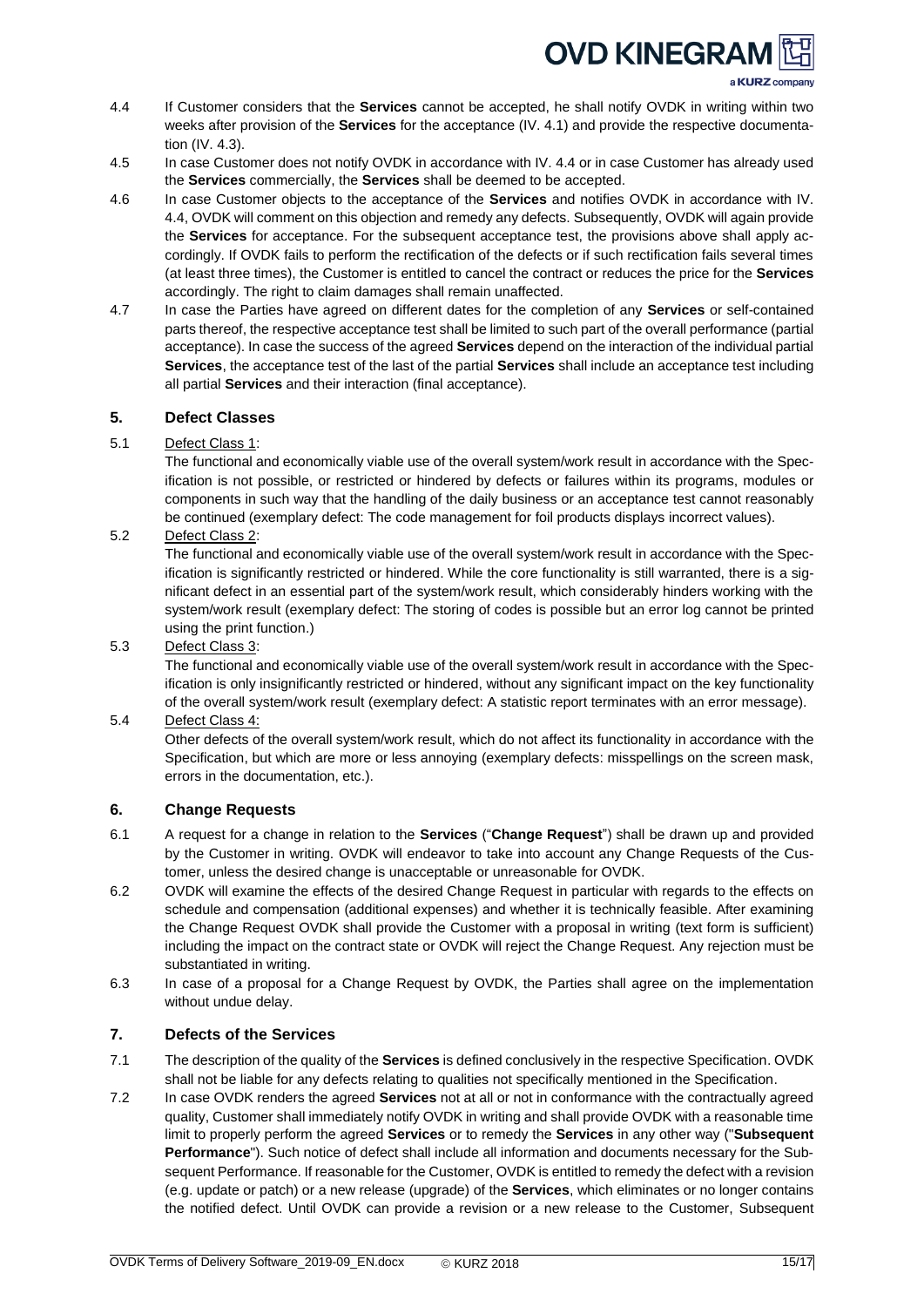4.4 If Customer considers that the **Services** cannot be accepted, he shall notify OVDK in writing within two weeks after provision of the **Services** for the acceptance (IV. 4.1) and provide the respective documentation (IV. 4.3).

4.5 In case Customer does not notify OVDK in accordance with IV. 4.4 or in case Customer has already used the **Services** commercially, the **Services** shall be deemed to be accepted.

4.6 In case Customer objects to the acceptance of the **Services** and notifies OVDK in accordance with IV. 4.4, OVDK will comment on this objection and remedy any defects. Subsequently, OVDK will again provide the **Services** for acceptance. For the subsequent acceptance test, the provisions above shall apply accordingly. If OVDK fails to perform the rectification of the defects or if such rectification fails several times (at least three times), the Customer is entitled to cancel the contract or reduces the price for the **Services** accordingly. The right to claim damages shall remain unaffected.

4.7 In case the Parties have agreed on different dates for the completion of any **Services** or self-contained parts thereof, the respective acceptance test shall be limited to such part of the overall performance (partial acceptance). In case the success of the agreed **Services** depend on the interaction of the individual partial **Services**, the acceptance test of the last of the partial **Services** shall include an acceptance test including all partial **Services** and their interaction (final acceptance).

## 5. Defect Classes

5.1 Defect Class 1:
The functional and economically viable use of the overall system/work result in accordance with the Specification is not possible, or restricted or hindered by defects or failures within its programs, modules or components in such way that the handling of the daily business or an acceptance test cannot reasonably be continued (exemplary defect: The code management for foil products displays incorrect values).

5.2 Defect Class 2:
The functional and economically viable use of the overall system/work result in accordance with the Specification is significantly restricted or hindered. While the core functionality is still warranted, there is a significant defect in an essential part of the system/work result, which considerably hinders working with the system/work result (exemplary defect: The storing of codes is possible but an error log cannot be printed using the print function.)

5.3 Defect Class 3:
The functional and economically viable use of the overall system/work result in accordance with the Specification is only insignificantly restricted or hindered, without any significant impact on the key functionality of the overall system/work result (exemplary defect: A statistic report terminates with an error message).

5.4 Defect Class 4:
Other defects of the overall system/work result, which do not affect its functionality in accordance with the Specification, but which are more or less annoying (exemplary defects: misspellings on the screen mask, errors in the documentation, etc.).

## 6. Change Requests

6.1 A request for a change in relation to the **Services** ("**Change Request**") shall be drawn up and provided by the Customer in writing. OVDK will endeavor to take into account any Change Requests of the Customer, unless the desired change is unacceptable or unreasonable for OVDK.

6.2 OVDK will examine the effects of the desired Change Request in particular with regards to the effects on schedule and compensation (additional expenses) and whether it is technically feasible. After examining the Change Request OVDK shall provide the Customer with a proposal in writing (text form is sufficient) including the impact on the contract state or OVDK will reject the Change Request. Any rejection must be substantiated in writing.

6.3 In case of a proposal for a Change Request by OVDK, the Parties shall agree on the implementation without undue delay.

## 7. Defects of the Services

7.1 The description of the quality of the **Services** is defined conclusively in the respective Specification. OVDK shall not be liable for any defects relating to qualities not specifically mentioned in the Specification.

7.2 In case OVDK renders the agreed **Services** not at all or not in conformance with the contractually agreed quality, Customer shall immediately notify OVDK in writing and shall provide OVDK with a reasonable time limit to properly perform the agreed **Services** or to remedy the **Services** in any other way ("**Subsequent Performance**"). Such notice of defect shall include all information and documents necessary for the Subsequent Performance. If reasonable for the Customer, OVDK is entitled to remedy the defect with a revision (e.g. update or patch) or a new release (upgrade) of the **Services**, which eliminates or no longer contains the notified defect. Until OVDK can provide a revision or a new release to the Customer, Subsequent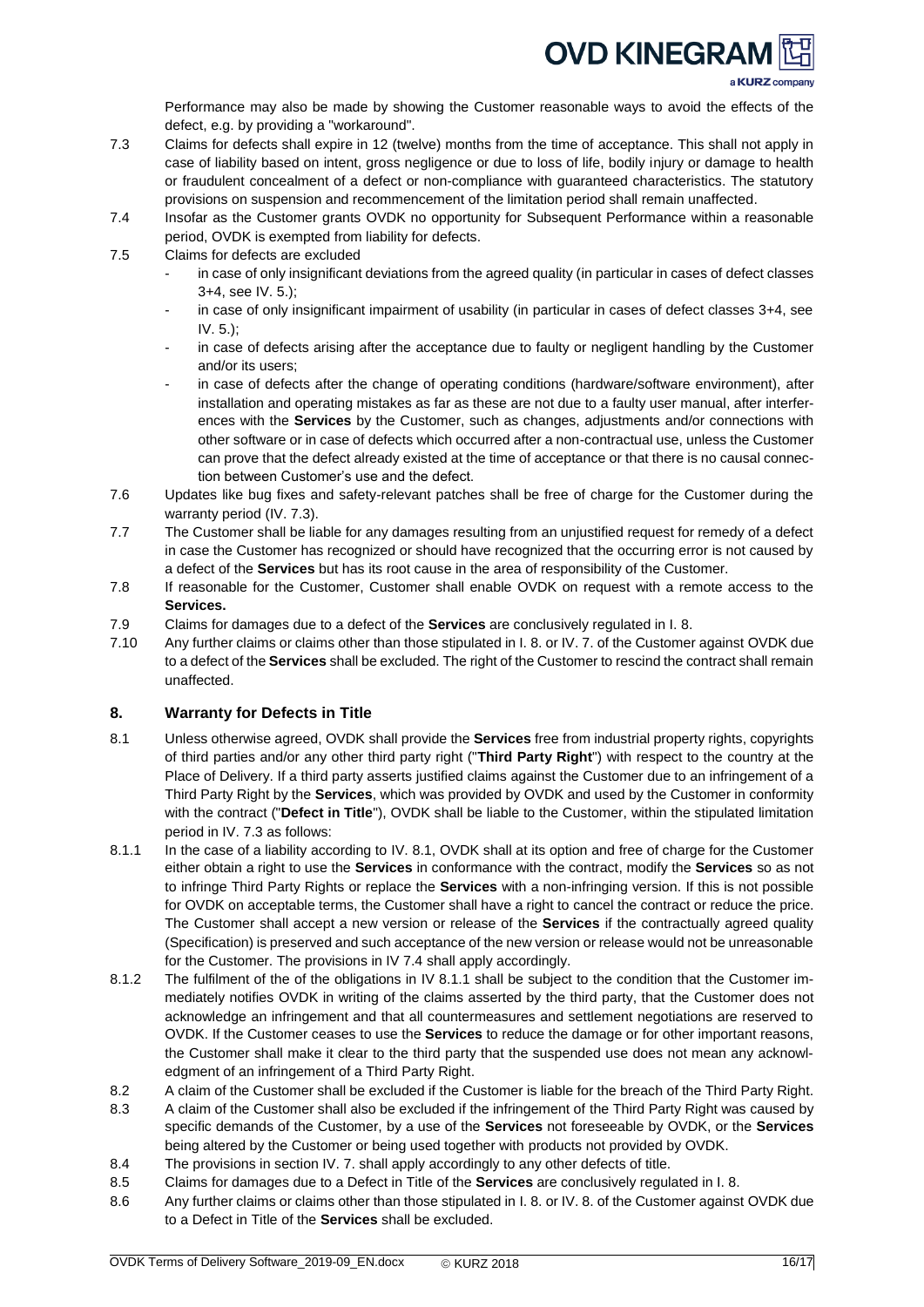Performance may also be made by showing the Customer reasonable ways to avoid the effects of the defect, e.g. by providing a "workaround".

7.3 Claims for defects shall expire in 12 (twelve) months from the time of acceptance. This shall not apply in case of liability based on intent, gross negligence or due to loss of life, bodily injury or damage to health or fraudulent concealment of a defect or non-compliance with guaranteed characteristics. The statutory provisions on suspension and recommencement of the limitation period shall remain unaffected.

7.4 Insofar as the Customer grants OVDK no opportunity for Subsequent Performance within a reasonable period, OVDK is exempted from liability for defects.

7.5 Claims for defects are excluded

- in case of only insignificant deviations from the agreed quality (in particular in cases of defect classes 3+4, see IV. 5.);
- in case of only insignificant impairment of usability (in particular in cases of defect classes 3+4, see IV. 5.);
- in case of defects arising after the acceptance due to faulty or negligent handling by the Customer and/or its users;
- in case of defects after the change of operating conditions (hardware/software environment), after installation and operating mistakes as far as these are not due to a faulty user manual, after interferences with the **Services** by the Customer, such as changes, adjustments and/or connections with other software or in case of defects which occurred after a non-contractual use, unless the Customer can prove that the defect already existed at the time of acceptance or that there is no causal connection between Customer's use and the defect.

7.6 Updates like bug fixes and safety-relevant patches shall be free of charge for the Customer during the warranty period (IV. 7.3).

7.7 The Customer shall be liable for any damages resulting from an unjustified request for remedy of a defect in case the Customer has recognized or should have recognized that the occurring error is not caused by a defect of the **Services** but has its root cause in the area of responsibility of the Customer.

7.8 If reasonable for the Customer, Customer shall enable OVDK on request with a remote access to the **Services.**

7.9 Claims for damages due to a defect of the **Services** are conclusively regulated in I. 8.

7.10 Any further claims or claims other than those stipulated in I. 8. or IV. 7. of the Customer against OVDK due to a defect of the **Services** shall be excluded. The right of the Customer to rescind the contract shall remain unaffected.

## 8. Warranty for Defects in Title

8.1 Unless otherwise agreed, OVDK shall provide the **Services** free from industrial property rights, copyrights of third parties and/or any other third party right ("**Third Party Right**") with respect to the country at the Place of Delivery. If a third party asserts justified claims against the Customer due to an infringement of a Third Party Right by the **Services**, which was provided by OVDK and used by the Customer in conformity with the contract ("**Defect in Title**"), OVDK shall be liable to the Customer, within the stipulated limitation period in IV. 7.3 as follows:

8.1.1 In the case of a liability according to IV. 8.1, OVDK shall at its option and free of charge for the Customer either obtain a right to use the **Services** in conformance with the contract, modify the **Services** so as not to infringe Third Party Rights or replace the **Services** with a non-infringing version. If this is not possible for OVDK on acceptable terms, the Customer shall have a right to cancel the contract or reduce the price. The Customer shall accept a new version or release of the **Services** if the contractually agreed quality (Specification) is preserved and such acceptance of the new version or release would not be unreasonable for the Customer. The provisions in IV 7.4 shall apply accordingly.

8.1.2 The fulfilment of the of the obligations in IV 8.1.1 shall be subject to the condition that the Customer immediately notifies OVDK in writing of the claims asserted by the third party, that the Customer does not acknowledge an infringement and that all countermeasures and settlement negotiations are reserved to OVDK. If the Customer ceases to use the **Services** to reduce the damage or for other important reasons, the Customer shall make it clear to the third party that the suspended use does not mean any acknowledgment of an infringement of a Third Party Right.

8.2 A claim of the Customer shall be excluded if the Customer is liable for the breach of the Third Party Right.

8.3 A claim of the Customer shall also be excluded if the infringement of the Third Party Right was caused by specific demands of the Customer, by a use of the **Services** not foreseeable by OVDK, or the **Services** being altered by the Customer or being used together with products not provided by OVDK.

8.4 The provisions in section IV. 7. shall apply accordingly to any other defects of title.

8.5 Claims for damages due to a Defect in Title of the **Services** are conclusively regulated in I. 8.

8.6 Any further claims or claims other than those stipulated in I. 8. or IV. 8. of the Customer against OVDK due to a Defect in Title of the **Services** shall be excluded.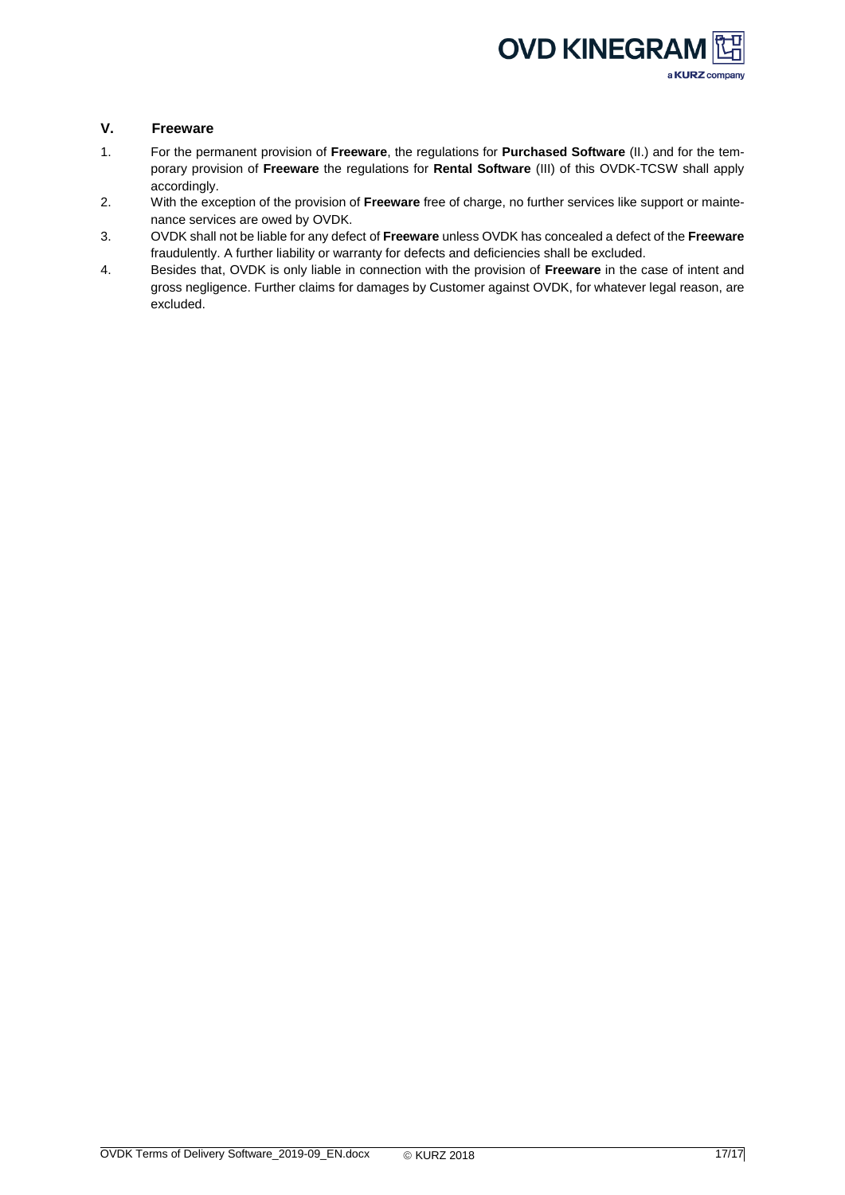## V. Freeware

1. For the permanent provision of **Freeware**, the regulations for **Purchased Software** (II.) and for the temporary provision of **Freeware** the regulations for **Rental Software** (III) of this OVDK-TCSW shall apply accordingly.
2. With the exception of the provision of **Freeware** free of charge, no further services like support or maintenance services are owed by OVDK.
3. OVDK shall not be liable for any defect of **Freeware** unless OVDK has concealed a defect of the **Freeware** fraudulently. A further liability or warranty for defects and deficiencies shall be excluded.
4. Besides that, OVDK is only liable in connection with the provision of **Freeware** in the case of intent and gross negligence. Further claims for damages by Customer against OVDK, for whatever legal reason, are excluded.